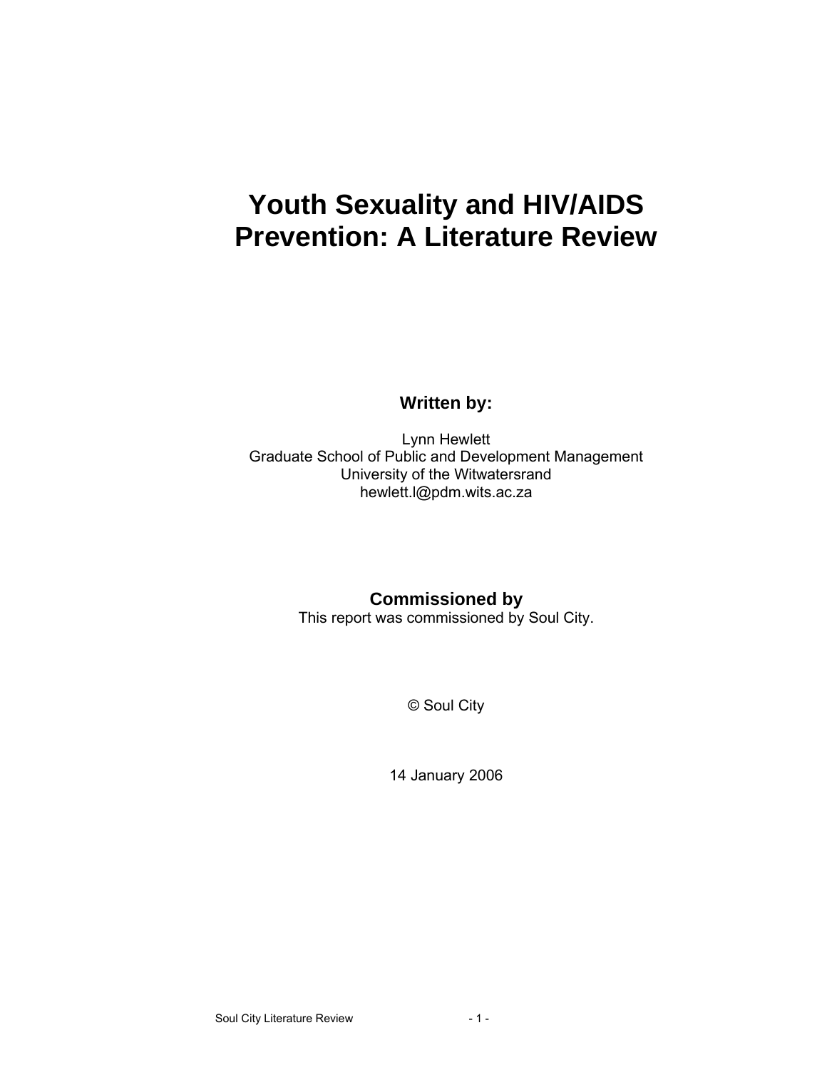# Youth Sexuality and HIV/AIDS Prevention: A Literature Review

**Written by:**

Lynn Hewlett
Graduate School of Public and Development Management
University of the Witwatersrand
hewlett.l@pdm.wits.ac.za

**Commissioned by**

This report was commissioned by Soul City.

© Soul City

14 January 2006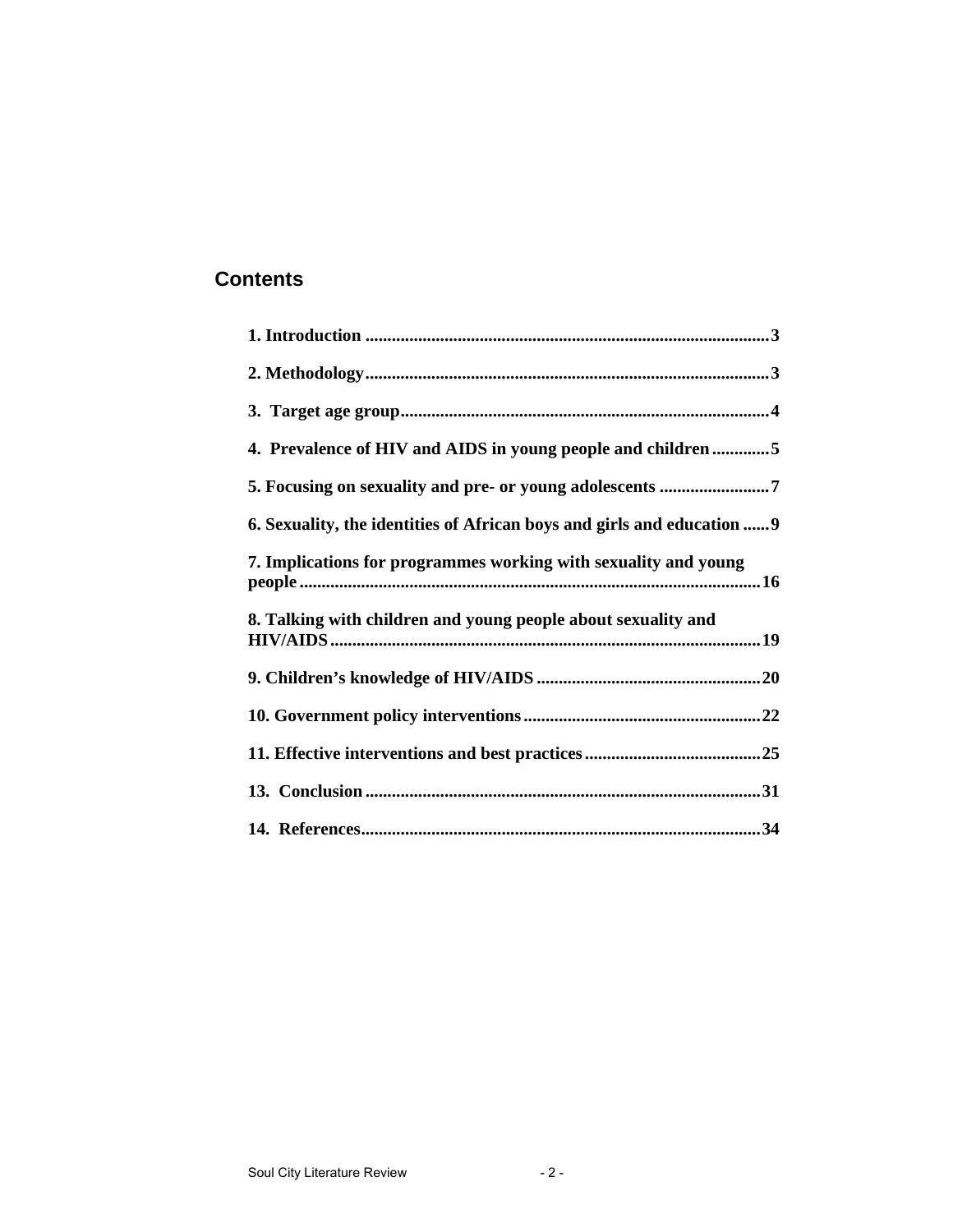## Contents

**1. Introduction** .......... **3**

**2. Methodology** .......... **3**

**3. Target age group** .......... **4**

**4. Prevalence of HIV and AIDS in young people and children** .......... **5**

**5. Focusing on sexuality and pre- or young adolescents** .......... **7**

**6. Sexuality, the identities of African boys and girls and education** .......... **9**

**7. Implications for programmes working with sexuality and young people** .......... **16**

**8. Talking with children and young people about sexuality and HIV/AIDS** .......... **19**

**9. Children's knowledge of HIV/AIDS** .......... **20**

**10. Government policy interventions** .......... **22**

**11. Effective interventions and best practices** .......... **25**

**13. Conclusion** .......... **31**

**14. References** .......... **34**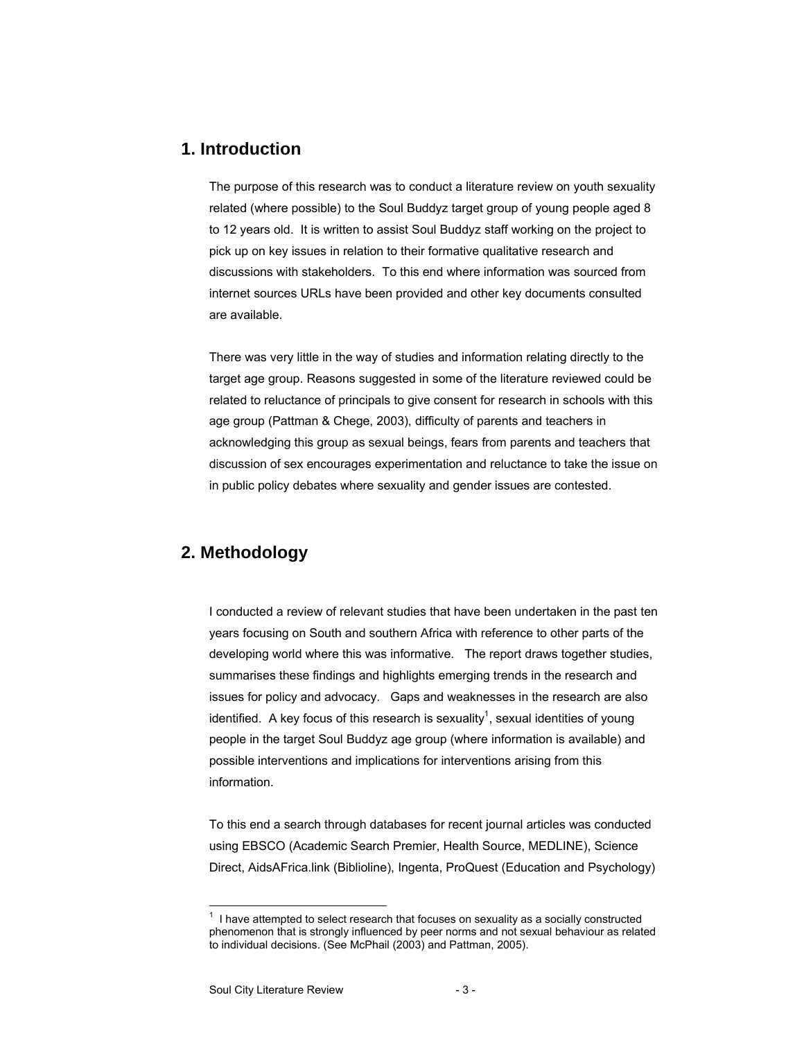## 1. Introduction

The purpose of this research was to conduct a literature review on youth sexuality related (where possible) to the Soul Buddyz target group of young people aged 8 to 12 years old. It is written to assist Soul Buddyz staff working on the project to pick up on key issues in relation to their formative qualitative research and discussions with stakeholders. To this end where information was sourced from internet sources URLs have been provided and other key documents consulted are available.

There was very little in the way of studies and information relating directly to the target age group. Reasons suggested in some of the literature reviewed could be related to reluctance of principals to give consent for research in schools with this age group (Pattman & Chege, 2003), difficulty of parents and teachers in acknowledging this group as sexual beings, fears from parents and teachers that discussion of sex encourages experimentation and reluctance to take the issue on in public policy debates where sexuality and gender issues are contested.

## 2. Methodology

I conducted a review of relevant studies that have been undertaken in the past ten years focusing on South and southern Africa with reference to other parts of the developing world where this was informative. The report draws together studies, summarises these findings and highlights emerging trends in the research and issues for policy and advocacy. Gaps and weaknesses in the research are also identified. A key focus of this research is sexuality[1], sexual identities of young people in the target Soul Buddyz age group (where information is available) and possible interventions and implications for interventions arising from this information.

To this end a search through databases for recent journal articles was conducted using EBSCO (Academic Search Premier, Health Source, MEDLINE), Science Direct, AidsAFrica.link (Biblioline), Ingenta, ProQuest (Education and Psychology)

---

[1] I have attempted to select research that focuses on sexuality as a socially constructed phenomenon that is strongly influenced by peer norms and not sexual behaviour as related to individual decisions. (See McPhail (2003) and Pattman, 2005).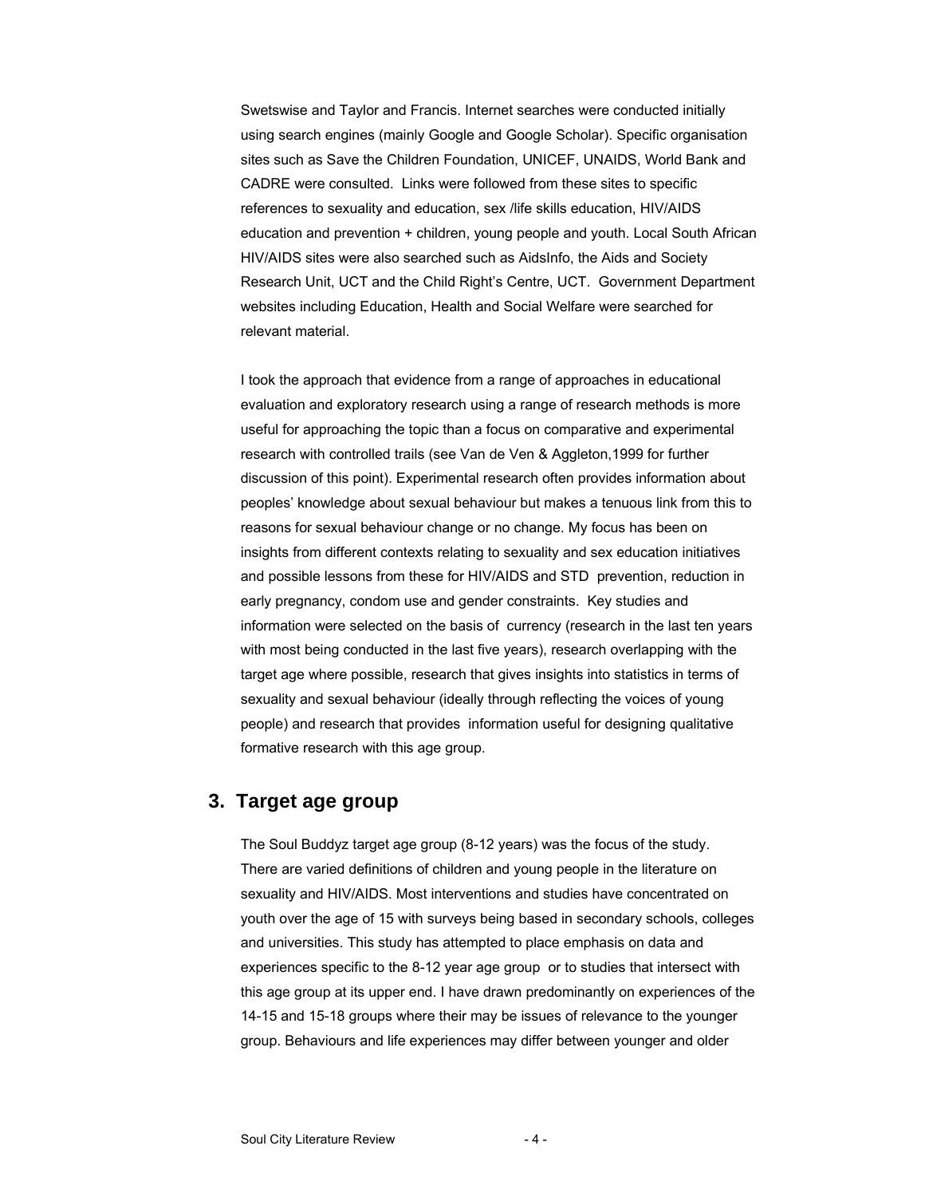Swetswise and Taylor and Francis. Internet searches were conducted initially using search engines (mainly Google and Google Scholar). Specific organisation sites such as Save the Children Foundation, UNICEF, UNAIDS, World Bank and CADRE were consulted. Links were followed from these sites to specific references to sexuality and education, sex /life skills education, HIV/AIDS education and prevention + children, young people and youth. Local South African HIV/AIDS sites were also searched such as AidsInfo, the Aids and Society Research Unit, UCT and the Child Right's Centre, UCT. Government Department websites including Education, Health and Social Welfare were searched for relevant material.

I took the approach that evidence from a range of approaches in educational evaluation and exploratory research using a range of research methods is more useful for approaching the topic than a focus on comparative and experimental research with controlled trails (see Van de Ven & Aggleton,1999 for further discussion of this point). Experimental research often provides information about peoples' knowledge about sexual behaviour but makes a tenuous link from this to reasons for sexual behaviour change or no change. My focus has been on insights from different contexts relating to sexuality and sex education initiatives and possible lessons from these for HIV/AIDS and STD prevention, reduction in early pregnancy, condom use and gender constraints. Key studies and information were selected on the basis of currency (research in the last ten years with most being conducted in the last five years), research overlapping with the target age where possible, research that gives insights into statistics in terms of sexuality and sexual behaviour (ideally through reflecting the voices of young people) and research that provides information useful for designing qualitative formative research with this age group.

## 3. Target age group

The Soul Buddyz target age group (8-12 years) was the focus of the study. There are varied definitions of children and young people in the literature on sexuality and HIV/AIDS. Most interventions and studies have concentrated on youth over the age of 15 with surveys being based in secondary schools, colleges and universities. This study has attempted to place emphasis on data and experiences specific to the 8-12 year age group or to studies that intersect with this age group at its upper end. I have drawn predominantly on experiences of the 14-15 and 15-18 groups where their may be issues of relevance to the younger group. Behaviours and life experiences may differ between younger and older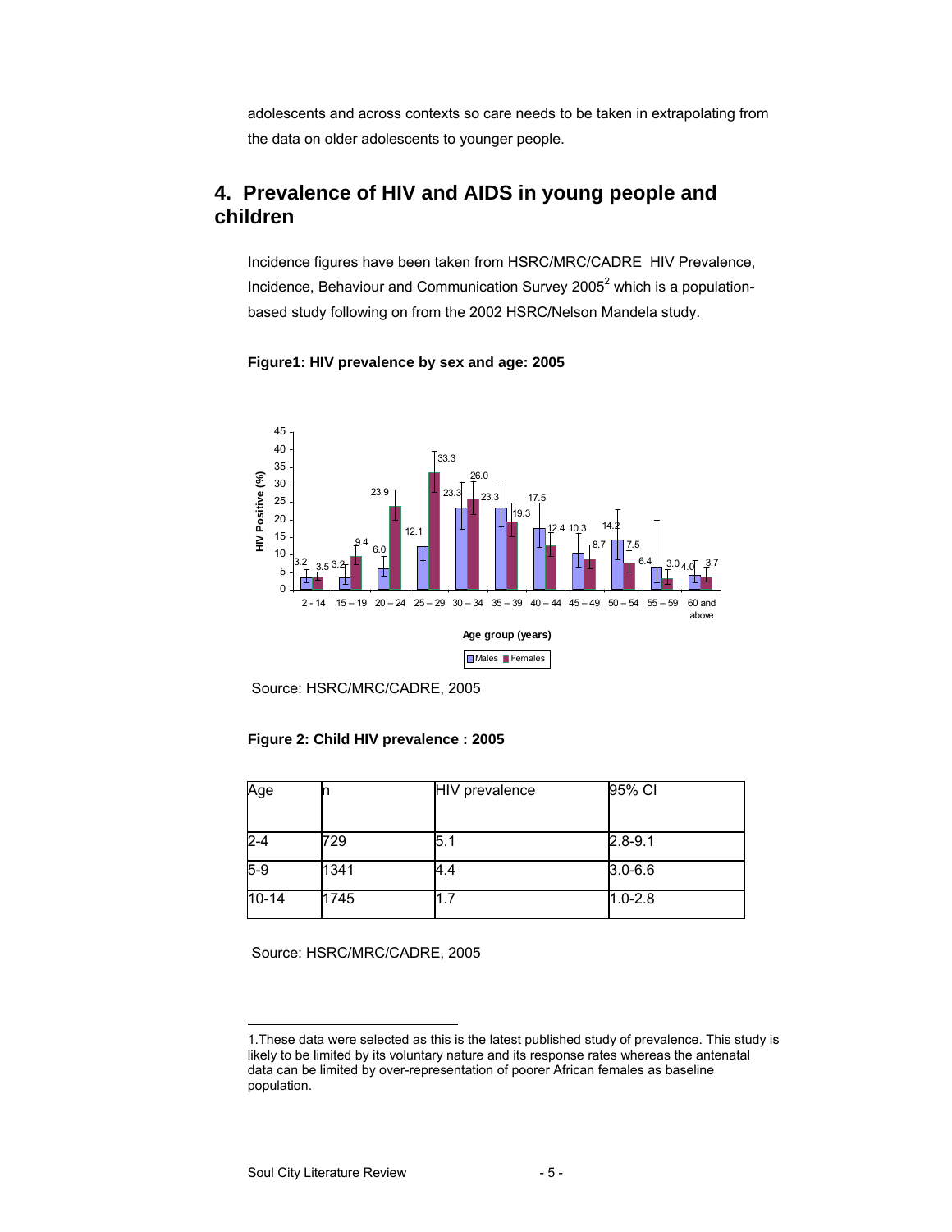adolescents and across contexts so care needs to be taken in extrapolating from the data on older adolescents to younger people.

## 4. Prevalence of HIV and AIDS in young people and children

Incidence figures have been taken from HSRC/MRC/CADRE HIV Prevalence, Incidence, Behaviour and Communication Survey 2005[2] which is a population-based study following on from the 2002 HSRC/Nelson Mandela study.

**Figure1: HIV prevalence by sex and age: 2005**

| Age group (years) | Males HIV Positive (%) | Females HIV Positive (%) |
|---|---|---|
| 2 - 14 | 3.2 | 3.5 |
| 15 – 19 | 3.2 | 9.4 |
| 20 – 24 | 6.0 | 23.9 |
| 25 – 29 | 12.1 | 33.3 |
| 30 – 34 | 23.3 | 26.0 |
| 35 – 39 | 23.3 | 19.3 |
| 40 – 44 | 17.5 | 12.4 |
| 45 – 49 | 10.3 | 8.7 |
| 50 – 54 | 14.2 | 7.5 |
| 55 – 59 | 6.4 | 3.0 |
| 60 and above | 4.0 | 3.7 |

Source: HSRC/MRC/CADRE, 2005

**Figure 2: Child HIV prevalence : 2005**

| Age | n | HIV prevalence | 95% CI |
|---|---|---|---|
| 2-4 | 729 | 5.1 | 2.8-9.1 |
| 5-9 | 1341 | 4.4 | 3.0-6.6 |
| 10-14 | 1745 | 1.7 | 1.0-2.8 |

Source: HSRC/MRC/CADRE, 2005

1.These data were selected as this is the latest published study of prevalence. This study is likely to be limited by its voluntary nature and its response rates whereas the antenatal data can be limited by over-representation of poorer African females as baseline population.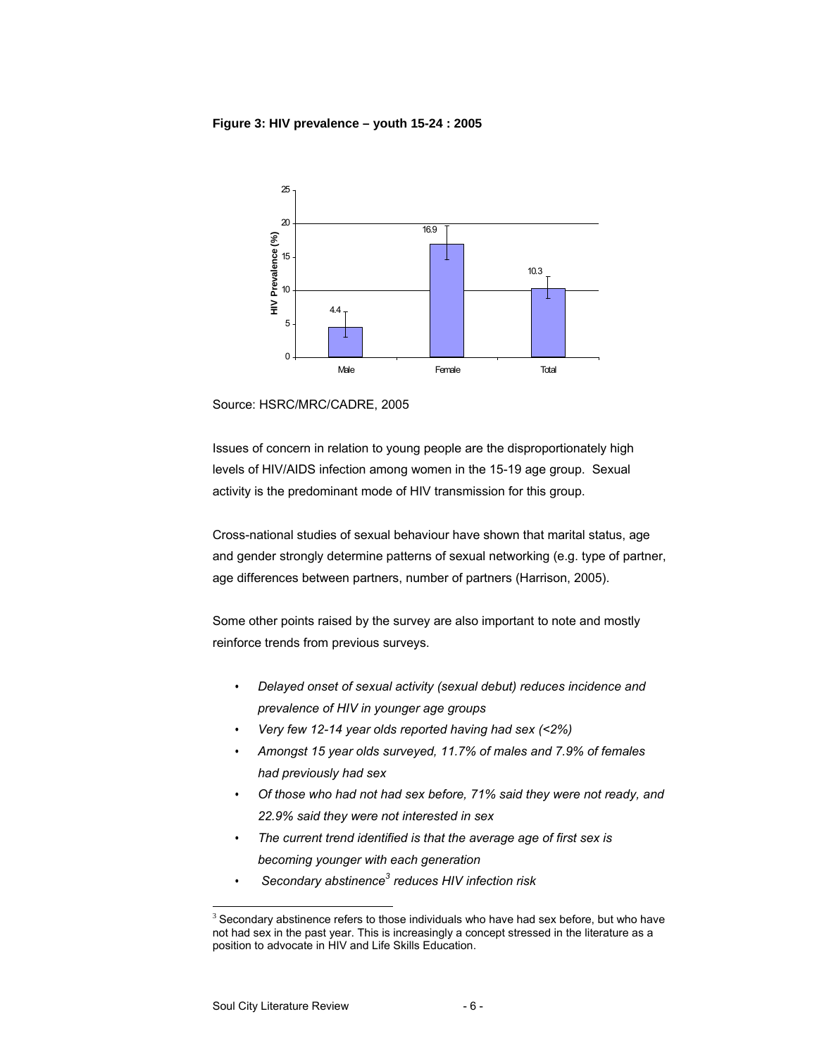**Figure 3: HIV prevalence – youth 15-24 : 2005**

Source: HSRC/MRC/CADRE, 2005

Issues of concern in relation to young people are the disproportionately high levels of HIV/AIDS infection among women in the 15-19 age group. Sexual activity is the predominant mode of HIV transmission for this group.

Cross-national studies of sexual behaviour have shown that marital status, age and gender strongly determine patterns of sexual networking (e.g. type of partner, age differences between partners, number of partners (Harrison, 2005).

Some other points raised by the survey are also important to note and mostly reinforce trends from previous surveys.

- *Delayed onset of sexual activity (sexual debut) reduces incidence and prevalence of HIV in younger age groups*
- *Very few 12-14 year olds reported having had sex (<2%)*
- *Amongst 15 year olds surveyed, 11.7% of males and 7.9% of females had previously had sex*
- *Of those who had not had sex before, 71% said they were not ready, and 22.9% said they were not interested in sex*
- *The current trend identified is that the average age of first sex is becoming younger with each generation*
- *Secondary abstinence[3] reduces HIV infection risk*

[3] Secondary abstinence refers to those individuals who have had sex before, but who have not had sex in the past year. This is increasingly a concept stressed in the literature as a position to advocate in HIV and Life Skills Education.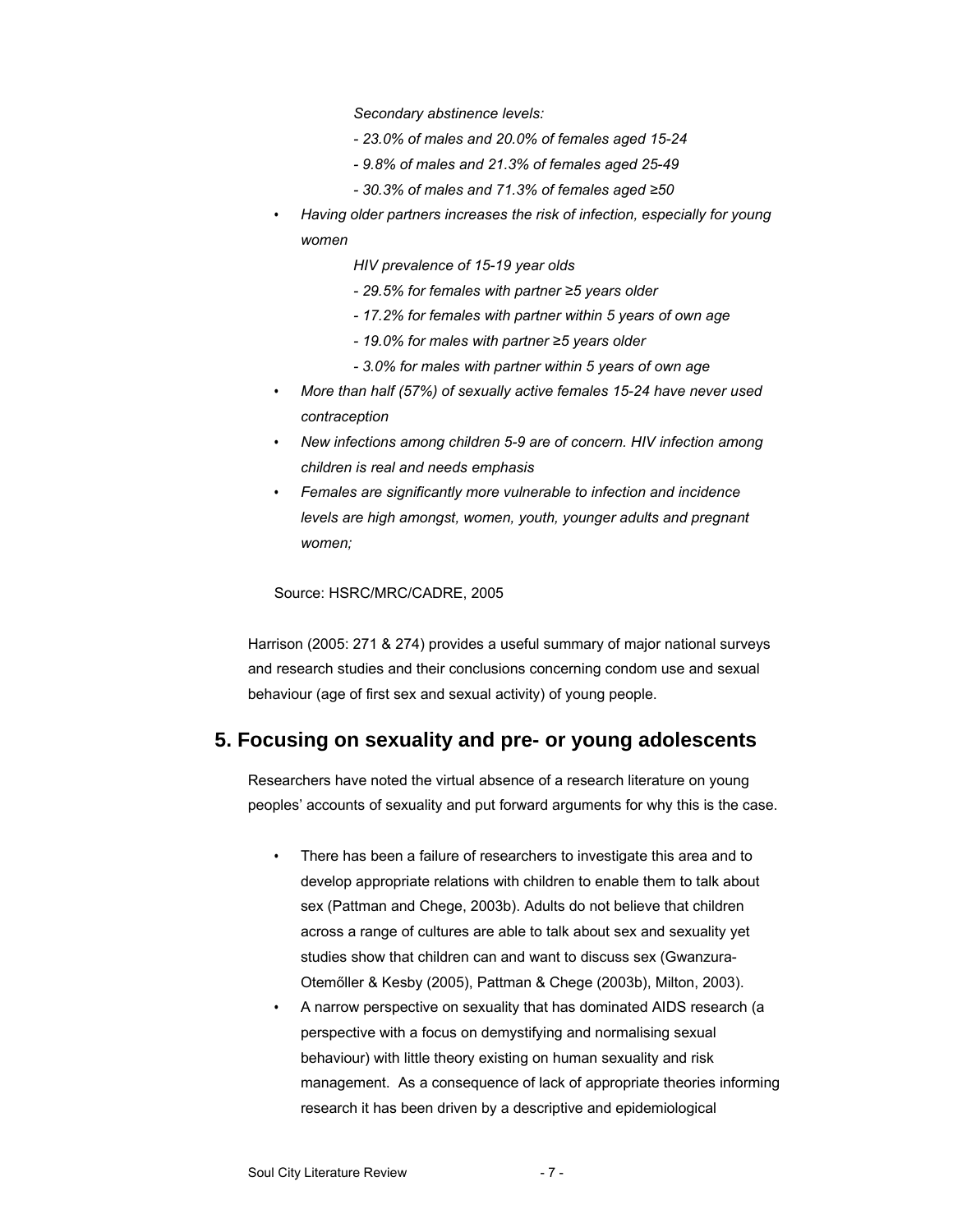*Secondary abstinence levels:*

*- 23.0% of males and 20.0% of females aged 15-24*

*- 9.8% of males and 21.3% of females aged 25-49*

*- 30.3% of males and 71.3% of females aged ≥50*

- *Having older partners increases the risk of infection, especially for young women*

  *HIV prevalence of 15-19 year olds*

  *- 29.5% for females with partner ≥5 years older*

  *- 17.2% for females with partner within 5 years of own age*

  *- 19.0% for males with partner ≥5 years older*

  *- 3.0% for males with partner within 5 years of own age*

- *More than half (57%) of sexually active females 15-24 have never used contraception*
- *New infections among children 5-9 are of concern. HIV infection among children is real and needs emphasis*
- *Females are significantly more vulnerable to infection and incidence levels are high amongst, women, youth, younger adults and pregnant women;*

Source: HSRC/MRC/CADRE, 2005

Harrison (2005: 271 & 274) provides a useful summary of major national surveys and research studies and their conclusions concerning condom use and sexual behaviour (age of first sex and sexual activity) of young people.

## 5. Focusing on sexuality and pre- or young adolescents

Researchers have noted the virtual absence of a research literature on young peoples' accounts of sexuality and put forward arguments for why this is the case.

- There has been a failure of researchers to investigate this area and to develop appropriate relations with children to enable them to talk about sex (Pattman and Chege, 2003b). Adults do not believe that children across a range of cultures are able to talk about sex and sexuality yet studies show that children can and want to discuss sex (Gwanzura-Otemőller & Kesby (2005), Pattman & Chege (2003b), Milton, 2003).
- A narrow perspective on sexuality that has dominated AIDS research (a perspective with a focus on demystifying and normalising sexual behaviour) with little theory existing on human sexuality and risk management. As a consequence of lack of appropriate theories informing research it has been driven by a descriptive and epidemiological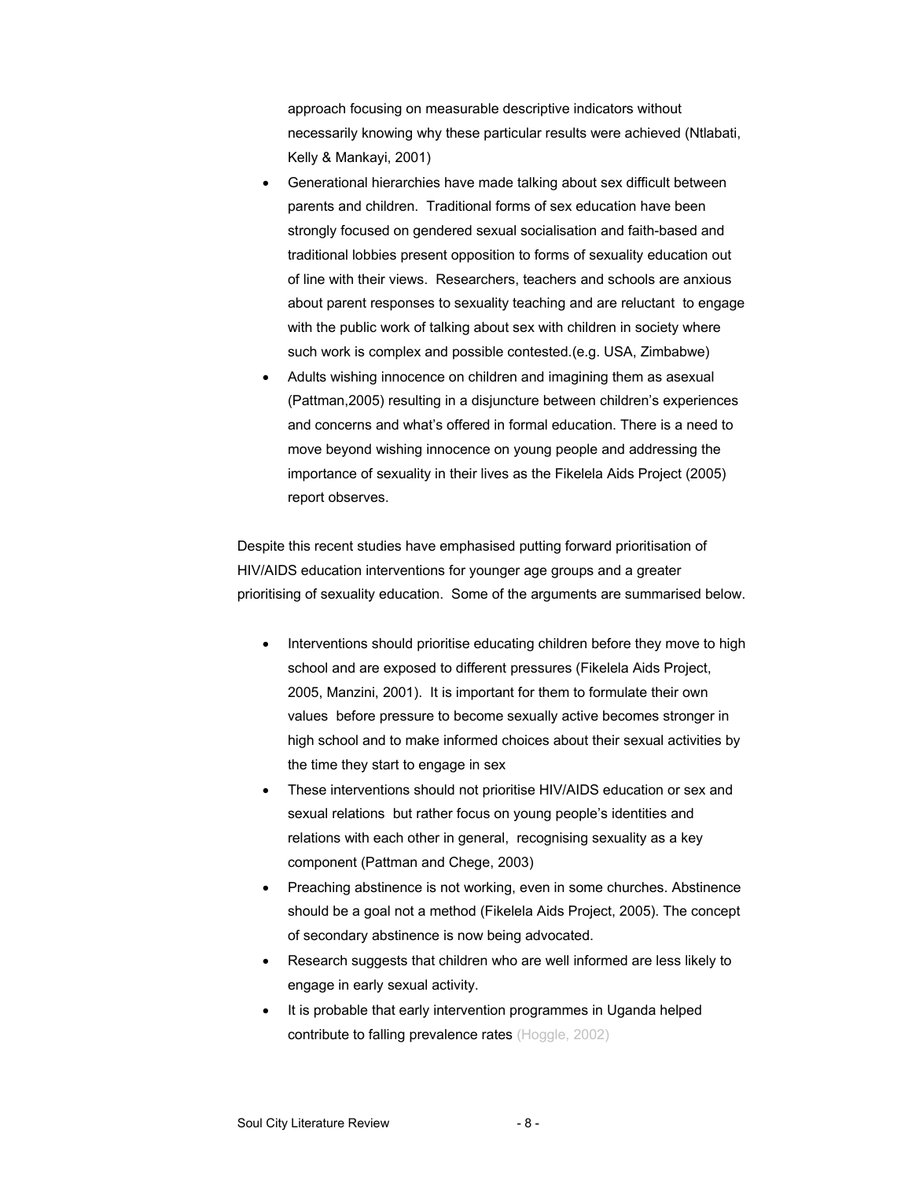approach focusing on measurable descriptive indicators without necessarily knowing why these particular results were achieved (Ntlabati, Kelly & Mankayi, 2001)

- Generational hierarchies have made talking about sex difficult between parents and children. Traditional forms of sex education have been strongly focused on gendered sexual socialisation and faith-based and traditional lobbies present opposition to forms of sexuality education out of line with their views. Researchers, teachers and schools are anxious about parent responses to sexuality teaching and are reluctant to engage with the public work of talking about sex with children in society where such work is complex and possible contested.(e.g. USA, Zimbabwe)
- Adults wishing innocence on children and imagining them as asexual (Pattman,2005) resulting in a disjuncture between children's experiences and concerns and what's offered in formal education. There is a need to move beyond wishing innocence on young people and addressing the importance of sexuality in their lives as the Fikelela Aids Project (2005) report observes.

Despite this recent studies have emphasised putting forward prioritisation of HIV/AIDS education interventions for younger age groups and a greater prioritising of sexuality education. Some of the arguments are summarised below.

- Interventions should prioritise educating children before they move to high school and are exposed to different pressures (Fikelela Aids Project, 2005, Manzini, 2001). It is important for them to formulate their own values before pressure to become sexually active becomes stronger in high school and to make informed choices about their sexual activities by the time they start to engage in sex
- These interventions should not prioritise HIV/AIDS education or sex and sexual relations but rather focus on young people's identities and relations with each other in general, recognising sexuality as a key component (Pattman and Chege, 2003)
- Preaching abstinence is not working, even in some churches. Abstinence should be a goal not a method (Fikelela Aids Project, 2005). The concept of secondary abstinence is now being advocated.
- Research suggests that children who are well informed are less likely to engage in early sexual activity.
- It is probable that early intervention programmes in Uganda helped contribute to falling prevalence rates (Hoggle, 2002)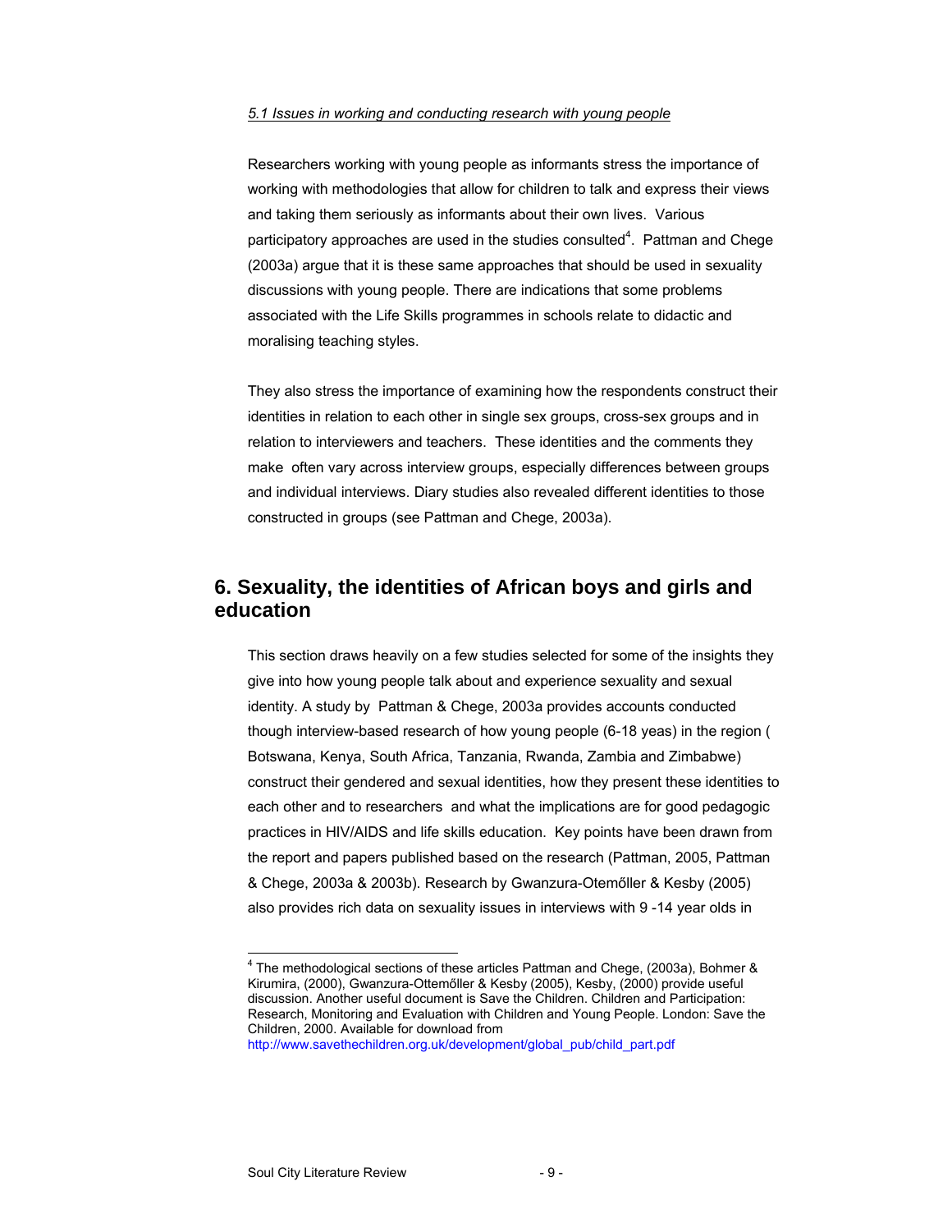*5.1 Issues in working and conducting research with young people*

Researchers working with young people as informants stress the importance of working with methodologies that allow for children to talk and express their views and taking them seriously as informants about their own lives. Various participatory approaches are used in the studies consulted[4]. Pattman and Chege (2003a) argue that it is these same approaches that should be used in sexuality discussions with young people. There are indications that some problems associated with the Life Skills programmes in schools relate to didactic and moralising teaching styles.

They also stress the importance of examining how the respondents construct their identities in relation to each other in single sex groups, cross-sex groups and in relation to interviewers and teachers. These identities and the comments they make often vary across interview groups, especially differences between groups and individual interviews. Diary studies also revealed different identities to those constructed in groups (see Pattman and Chege, 2003a).

## 6. Sexuality, the identities of African boys and girls and education

This section draws heavily on a few studies selected for some of the insights they give into how young people talk about and experience sexuality and sexual identity. A study by Pattman & Chege, 2003a provides accounts conducted though interview-based research of how young people (6-18 yeas) in the region ( Botswana, Kenya, South Africa, Tanzania, Rwanda, Zambia and Zimbabwe) construct their gendered and sexual identities, how they present these identities to each other and to researchers and what the implications are for good pedagogic practices in HIV/AIDS and life skills education. Key points have been drawn from the report and papers published based on the research (Pattman, 2005, Pattman & Chege, 2003a & 2003b). Research by Gwanzura-Otemőller & Kesby (2005) also provides rich data on sexuality issues in interviews with 9 -14 year olds in

---

[4] The methodological sections of these articles Pattman and Chege, (2003a), Bohmer & Kirumira, (2000), Gwanzura-Ottemőller & Kesby (2005), Kesby, (2000) provide useful discussion. Another useful document is Save the Children. Children and Participation: Research, Monitoring and Evaluation with Children and Young People. London: Save the Children, 2000. Available for download from http://www.savethechildren.org.uk/development/global_pub/child_part.pdf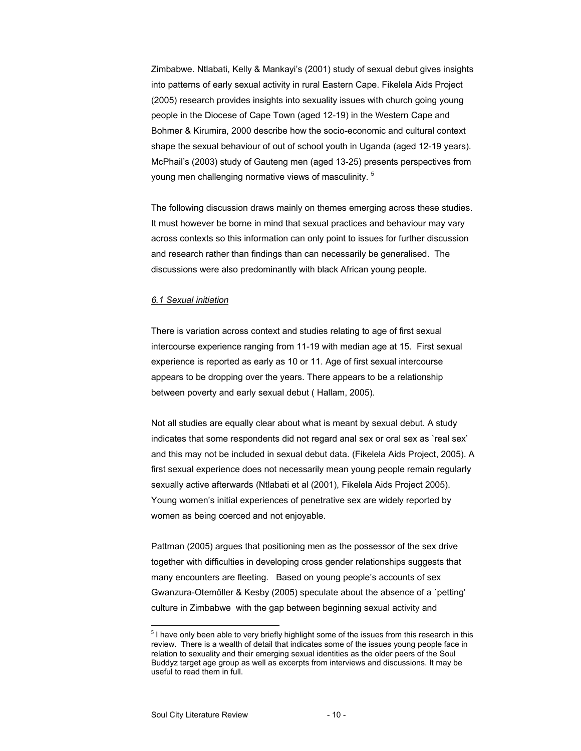Zimbabwe. Ntlabati, Kelly & Mankayi's (2001) study of sexual debut gives insights into patterns of early sexual activity in rural Eastern Cape. Fikelela Aids Project (2005) research provides insights into sexuality issues with church going young people in the Diocese of Cape Town (aged 12-19) in the Western Cape and Bohmer & Kirumira, 2000 describe how the socio-economic and cultural context shape the sexual behaviour of out of school youth in Uganda (aged 12-19 years). McPhail's (2003) study of Gauteng men (aged 13-25) presents perspectives from young men challenging normative views of masculinity. [5]

The following discussion draws mainly on themes emerging across these studies. It must however be borne in mind that sexual practices and behaviour may vary across contexts so this information can only point to issues for further discussion and research rather than findings than can necessarily be generalised. The discussions were also predominantly with black African young people.

*6.1 Sexual initiation*

There is variation across context and studies relating to age of first sexual intercourse experience ranging from 11-19 with median age at 15. First sexual experience is reported as early as 10 or 11. Age of first sexual intercourse appears to be dropping over the years. There appears to be a relationship between poverty and early sexual debut ( Hallam, 2005).

Not all studies are equally clear about what is meant by sexual debut. A study indicates that some respondents did not regard anal sex or oral sex as `real sex' and this may not be included in sexual debut data. (Fikelela Aids Project, 2005). A first sexual experience does not necessarily mean young people remain regularly sexually active afterwards (Ntlabati et al (2001), Fikelela Aids Project 2005). Young women's initial experiences of penetrative sex are widely reported by women as being coerced and not enjoyable.

Pattman (2005) argues that positioning men as the possessor of the sex drive together with difficulties in developing cross gender relationships suggests that many encounters are fleeting. Based on young people's accounts of sex Gwanzura-Otemőller & Kesby (2005) speculate about the absence of a `petting' culture in Zimbabwe with the gap between beginning sexual activity and

[5] I have only been able to very briefly highlight some of the issues from this research in this review. There is a wealth of detail that indicates some of the issues young people face in relation to sexuality and their emerging sexual identities as the older peers of the Soul Buddyz target age group as well as excerpts from interviews and discussions. It may be useful to read them in full.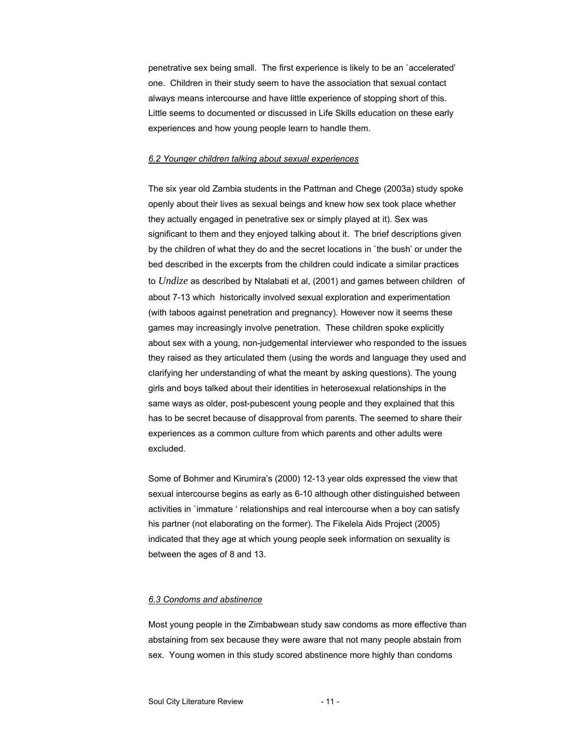penetrative sex being small. The first experience is likely to be an `accelerated' one. Children in their study seem to have the association that sexual contact always means intercourse and have little experience of stopping short of this. Little seems to documented or discussed in Life Skills education on these early experiences and how young people learn to handle them.

### *6.2 Younger children talking about sexual experiences*

The six year old Zambia students in the Pattman and Chege (2003a) study spoke openly about their lives as sexual beings and knew how sex took place whether they actually engaged in penetrative sex or simply played at it). Sex was significant to them and they enjoyed talking about it. The brief descriptions given by the children of what they do and the secret locations in `the bush' or under the bed described in the excerpts from the children could indicate a similar practices to *Undize* as described by Ntalabati et al, (2001) and games between children of about 7-13 which historically involved sexual exploration and experimentation (with taboos against penetration and pregnancy). However now it seems these games may increasingly involve penetration. These children spoke explicitly about sex with a young, non-judgemental interviewer who responded to the issues they raised as they articulated them (using the words and language they used and clarifying her understanding of what the meant by asking questions). The young girls and boys talked about their identities in heterosexual relationships in the same ways as older, post-pubescent young people and they explained that this has to be secret because of disapproval from parents. The seemed to share their experiences as a common culture from which parents and other adults were excluded.

Some of Bohmer and Kirumira's (2000) 12-13 year olds expressed the view that sexual intercourse begins as early as 6-10 although other distinguished between activities in `immature ' relationships and real intercourse when a boy can satisfy his partner (not elaborating on the former). The Fikelela Aids Project (2005) indicated that they age at which young people seek information on sexuality is between the ages of 8 and 13.

### *6.3 Condoms and abstinence*

Most young people in the Zimbabwean study saw condoms as more effective than abstaining from sex because they were aware that not many people abstain from sex. Young women in this study scored abstinence more highly than condoms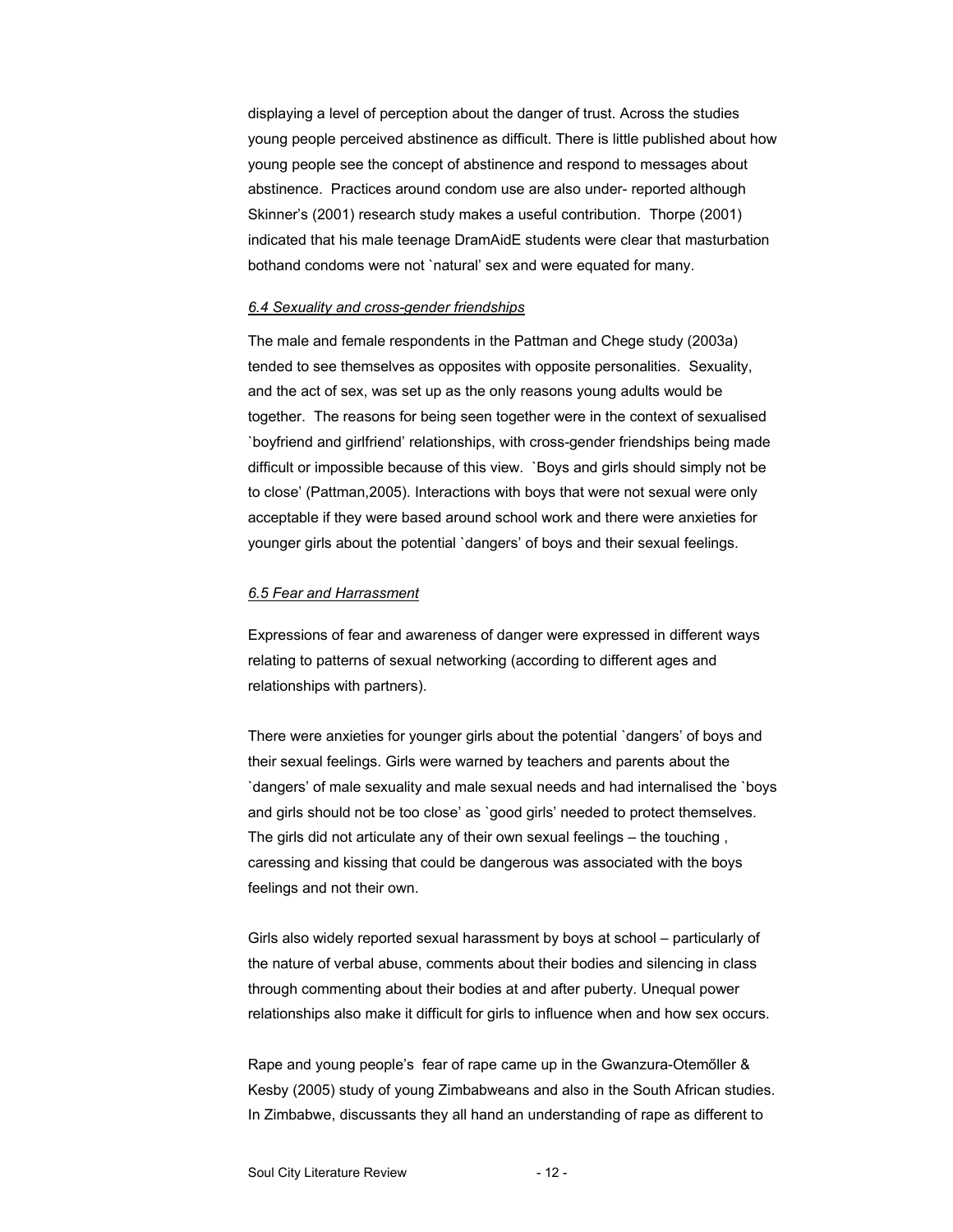displaying a level of perception about the danger of trust. Across the studies young people perceived abstinence as difficult. There is little published about how young people see the concept of abstinence and respond to messages about abstinence. Practices around condom use are also under- reported although Skinner's (2001) research study makes a useful contribution. Thorpe (2001) indicated that his male teenage DramAidE students were clear that masturbation bothand condoms were not `natural' sex and were equated for many.

### *6.4 Sexuality and cross-gender friendships*

The male and female respondents in the Pattman and Chege study (2003a) tended to see themselves as opposites with opposite personalities. Sexuality, and the act of sex, was set up as the only reasons young adults would be together. The reasons for being seen together were in the context of sexualised `boyfriend and girlfriend' relationships, with cross-gender friendships being made difficult or impossible because of this view. `Boys and girls should simply not be to close' (Pattman,2005). Interactions with boys that were not sexual were only acceptable if they were based around school work and there were anxieties for younger girls about the potential `dangers' of boys and their sexual feelings.

### *6.5 Fear and Harrassment*

Expressions of fear and awareness of danger were expressed in different ways relating to patterns of sexual networking (according to different ages and relationships with partners).

There were anxieties for younger girls about the potential `dangers' of boys and their sexual feelings. Girls were warned by teachers and parents about the `dangers' of male sexuality and male sexual needs and had internalised the `boys and girls should not be too close' as `good girls' needed to protect themselves. The girls did not articulate any of their own sexual feelings – the touching , caressing and kissing that could be dangerous was associated with the boys feelings and not their own.

Girls also widely reported sexual harassment by boys at school – particularly of the nature of verbal abuse, comments about their bodies and silencing in class through commenting about their bodies at and after puberty. Unequal power relationships also make it difficult for girls to influence when and how sex occurs.

Rape and young people's fear of rape came up in the Gwanzura-Otemőller & Kesby (2005) study of young Zimbabweans and also in the South African studies. In Zimbabwe, discussants they all hand an understanding of rape as different to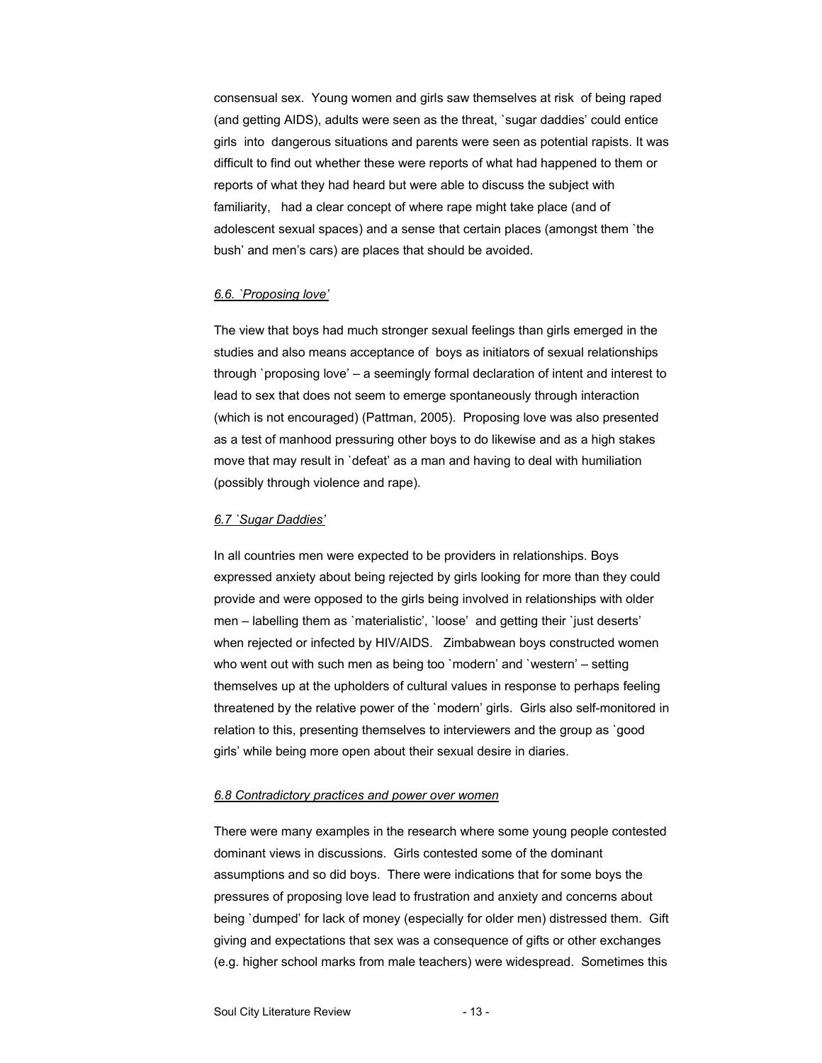consensual sex. Young women and girls saw themselves at risk of being raped (and getting AIDS), adults were seen as the threat, `sugar daddies' could entice girls into dangerous situations and parents were seen as potential rapists. It was difficult to find out whether these were reports of what had happened to them or reports of what they had heard but were able to discuss the subject with familiarity, had a clear concept of where rape might take place (and of adolescent sexual spaces) and a sense that certain places (amongst them `the bush' and men's cars) are places that should be avoided.

### *6.6. `Proposing love'*

The view that boys had much stronger sexual feelings than girls emerged in the studies and also means acceptance of boys as initiators of sexual relationships through `proposing love' – a seemingly formal declaration of intent and interest to lead to sex that does not seem to emerge spontaneously through interaction (which is not encouraged) (Pattman, 2005). Proposing love was also presented as a test of manhood pressuring other boys to do likewise and as a high stakes move that may result in `defeat' as a man and having to deal with humiliation (possibly through violence and rape).

### *6.7 `Sugar Daddies'*

In all countries men were expected to be providers in relationships. Boys expressed anxiety about being rejected by girls looking for more than they could provide and were opposed to the girls being involved in relationships with older men – labelling them as `materialistic', `loose' and getting their `just deserts' when rejected or infected by HIV/AIDS. Zimbabwean boys constructed women who went out with such men as being too `modern' and `western' – setting themselves up at the upholders of cultural values in response to perhaps feeling threatened by the relative power of the `modern' girls. Girls also self-monitored in relation to this, presenting themselves to interviewers and the group as `good girls' while being more open about their sexual desire in diaries.

### *6.8 Contradictory practices and power over women*

There were many examples in the research where some young people contested dominant views in discussions. Girls contested some of the dominant assumptions and so did boys. There were indications that for some boys the pressures of proposing love lead to frustration and anxiety and concerns about being `dumped' for lack of money (especially for older men) distressed them. Gift giving and expectations that sex was a consequence of gifts or other exchanges (e.g. higher school marks from male teachers) were widespread. Sometimes this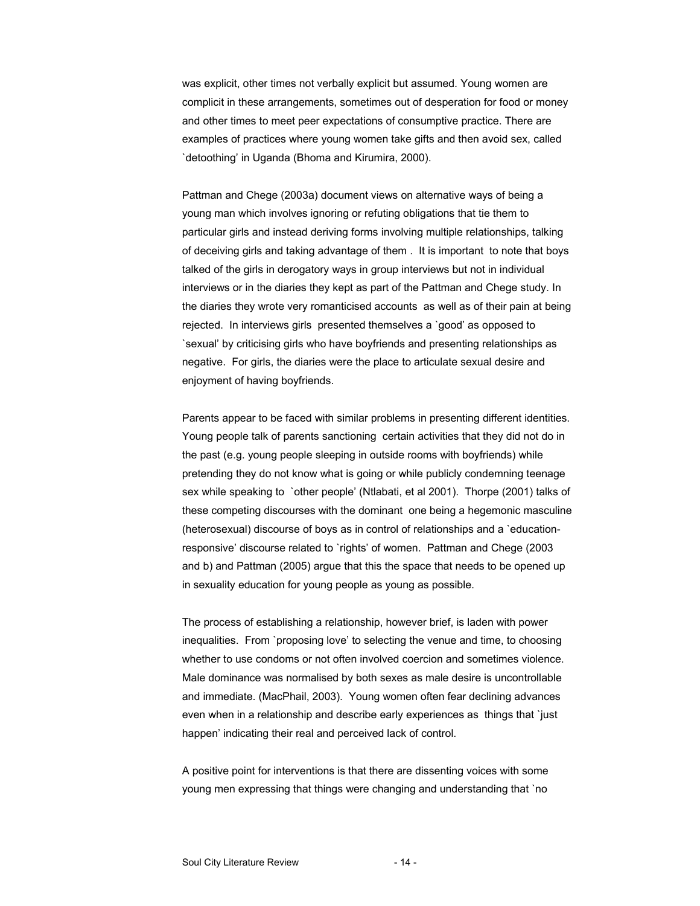was explicit, other times not verbally explicit but assumed. Young women are complicit in these arrangements, sometimes out of desperation for food or money and other times to meet peer expectations of consumptive practice. There are examples of practices where young women take gifts and then avoid sex, called `detoothing' in Uganda (Bhoma and Kirumira, 2000).

Pattman and Chege (2003a) document views on alternative ways of being a young man which involves ignoring or refuting obligations that tie them to particular girls and instead deriving forms involving multiple relationships, talking of deceiving girls and taking advantage of them . It is important to note that boys talked of the girls in derogatory ways in group interviews but not in individual interviews or in the diaries they kept as part of the Pattman and Chege study. In the diaries they wrote very romanticised accounts as well as of their pain at being rejected. In interviews girls presented themselves a `good' as opposed to `sexual' by criticising girls who have boyfriends and presenting relationships as negative. For girls, the diaries were the place to articulate sexual desire and enjoyment of having boyfriends.

Parents appear to be faced with similar problems in presenting different identities. Young people talk of parents sanctioning certain activities that they did not do in the past (e.g. young people sleeping in outside rooms with boyfriends) while pretending they do not know what is going or while publicly condemning teenage sex while speaking to `other people' (Ntlabati, et al 2001). Thorpe (2001) talks of these competing discourses with the dominant one being a hegemonic masculine (heterosexual) discourse of boys as in control of relationships and a `education-responsive' discourse related to `rights' of women. Pattman and Chege (2003 and b) and Pattman (2005) argue that this the space that needs to be opened up in sexuality education for young people as young as possible.

The process of establishing a relationship, however brief, is laden with power inequalities. From `proposing love' to selecting the venue and time, to choosing whether to use condoms or not often involved coercion and sometimes violence. Male dominance was normalised by both sexes as male desire is uncontrollable and immediate. (MacPhail, 2003). Young women often fear declining advances even when in a relationship and describe early experiences as things that `just happen' indicating their real and perceived lack of control.

A positive point for interventions is that there are dissenting voices with some young men expressing that things were changing and understanding that `no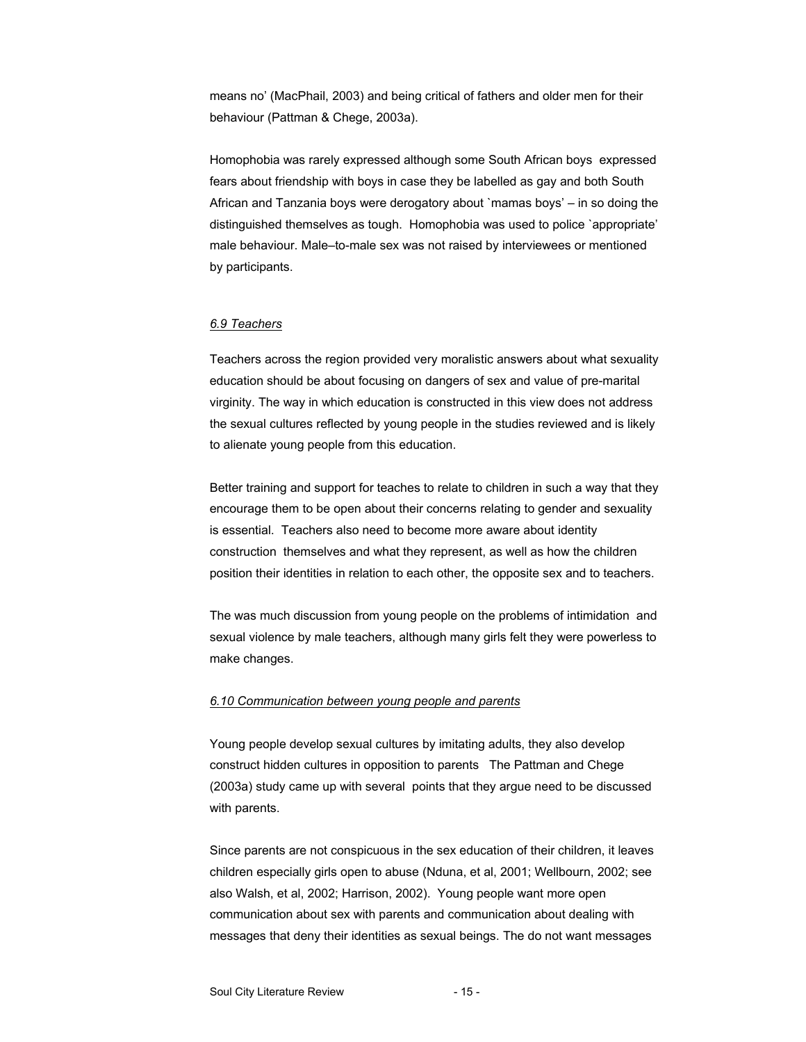means no' (MacPhail, 2003) and being critical of fathers and older men for their behaviour (Pattman & Chege, 2003a).

Homophobia was rarely expressed although some South African boys expressed fears about friendship with boys in case they be labelled as gay and both South African and Tanzania boys were derogatory about `mamas boys' – in so doing the distinguished themselves as tough. Homophobia was used to police `appropriate' male behaviour. Male–to-male sex was not raised by interviewees or mentioned by participants.

### *6.9 Teachers*

Teachers across the region provided very moralistic answers about what sexuality education should be about focusing on dangers of sex and value of pre-marital virginity. The way in which education is constructed in this view does not address the sexual cultures reflected by young people in the studies reviewed and is likely to alienate young people from this education.

Better training and support for teaches to relate to children in such a way that they encourage them to be open about their concerns relating to gender and sexuality is essential. Teachers also need to become more aware about identity construction themselves and what they represent, as well as how the children position their identities in relation to each other, the opposite sex and to teachers.

The was much discussion from young people on the problems of intimidation and sexual violence by male teachers, although many girls felt they were powerless to make changes.

### *6.10 Communication between young people and parents*

Young people develop sexual cultures by imitating adults, they also develop construct hidden cultures in opposition to parents The Pattman and Chege (2003a) study came up with several points that they argue need to be discussed with parents.

Since parents are not conspicuous in the sex education of their children, it leaves children especially girls open to abuse (Nduna, et al, 2001; Wellbourn, 2002; see also Walsh, et al, 2002; Harrison, 2002). Young people want more open communication about sex with parents and communication about dealing with messages that deny their identities as sexual beings. The do not want messages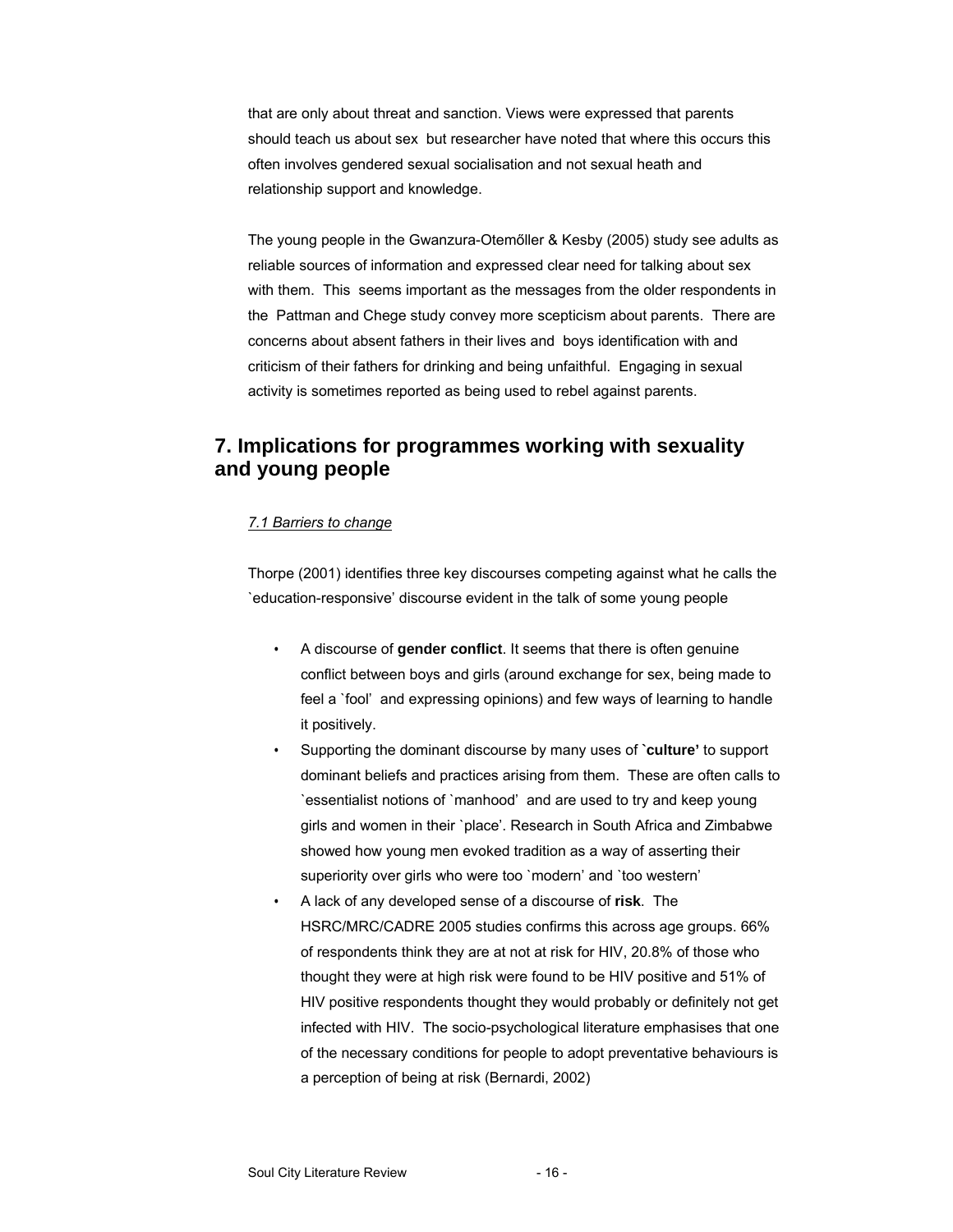that are only about threat and sanction. Views were expressed that parents should teach us about sex but researcher have noted that where this occurs this often involves gendered sexual socialisation and not sexual heath and relationship support and knowledge.

The young people in the Gwanzura-Otemőller & Kesby (2005) study see adults as reliable sources of information and expressed clear need for talking about sex with them. This seems important as the messages from the older respondents in the Pattman and Chege study convey more scepticism about parents. There are concerns about absent fathers in their lives and boys identification with and criticism of their fathers for drinking and being unfaithful. Engaging in sexual activity is sometimes reported as being used to rebel against parents.

## 7. Implications for programmes working with sexuality and young people

### *7.1 Barriers to change*

Thorpe (2001) identifies three key discourses competing against what he calls the `education-responsive' discourse evident in the talk of some young people

- A discourse of **gender conflict**. It seems that there is often genuine conflict between boys and girls (around exchange for sex, being made to feel a `fool' and expressing opinions) and few ways of learning to handle it positively.
- Supporting the dominant discourse by many uses of **`culture'** to support dominant beliefs and practices arising from them. These are often calls to `essentialist notions of `manhood' and are used to try and keep young girls and women in their `place'. Research in South Africa and Zimbabwe showed how young men evoked tradition as a way of asserting their superiority over girls who were too `modern' and `too western'
- A lack of any developed sense of a discourse of **risk**. The HSRC/MRC/CADRE 2005 studies confirms this across age groups. 66% of respondents think they are at not at risk for HIV, 20.8% of those who thought they were at high risk were found to be HIV positive and 51% of HIV positive respondents thought they would probably or definitely not get infected with HIV. The socio-psychological literature emphasises that one of the necessary conditions for people to adopt preventative behaviours is a perception of being at risk (Bernardi, 2002)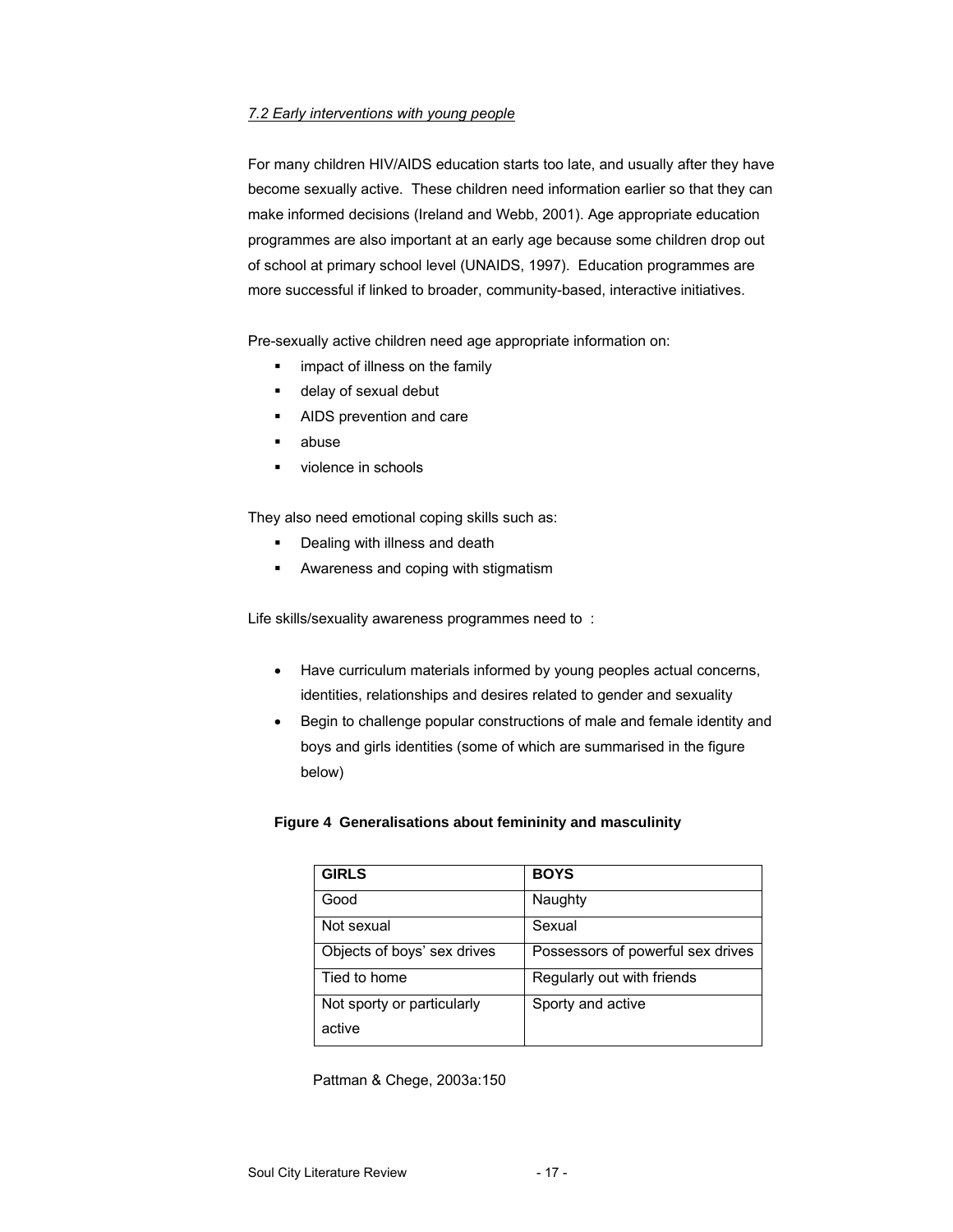*7.2 Early interventions with young people*

For many children HIV/AIDS education starts too late, and usually after they have become sexually active. These children need information earlier so that they can make informed decisions (Ireland and Webb, 2001). Age appropriate education programmes are also important at an early age because some children drop out of school at primary school level (UNAIDS, 1997). Education programmes are more successful if linked to broader, community-based, interactive initiatives.

Pre-sexually active children need age appropriate information on:

- impact of illness on the family
- delay of sexual debut
- AIDS prevention and care
- abuse
- violence in schools

They also need emotional coping skills such as:

- Dealing with illness and death
- Awareness and coping with stigmatism

Life skills/sexuality awareness programmes need to :

- Have curriculum materials informed by young peoples actual concerns, identities, relationships and desires related to gender and sexuality
- Begin to challenge popular constructions of male and female identity and boys and girls identities (some of which are summarised in the figure below)

**Figure 4 Generalisations about femininity and masculinity**

| GIRLS | BOYS |
|---|---|
| Good | Naughty |
| Not sexual | Sexual |
| Objects of boys' sex drives | Possessors of powerful sex drives |
| Tied to home | Regularly out with friends |
| Not sporty or particularly active | Sporty and active |

Pattman & Chege, 2003a:150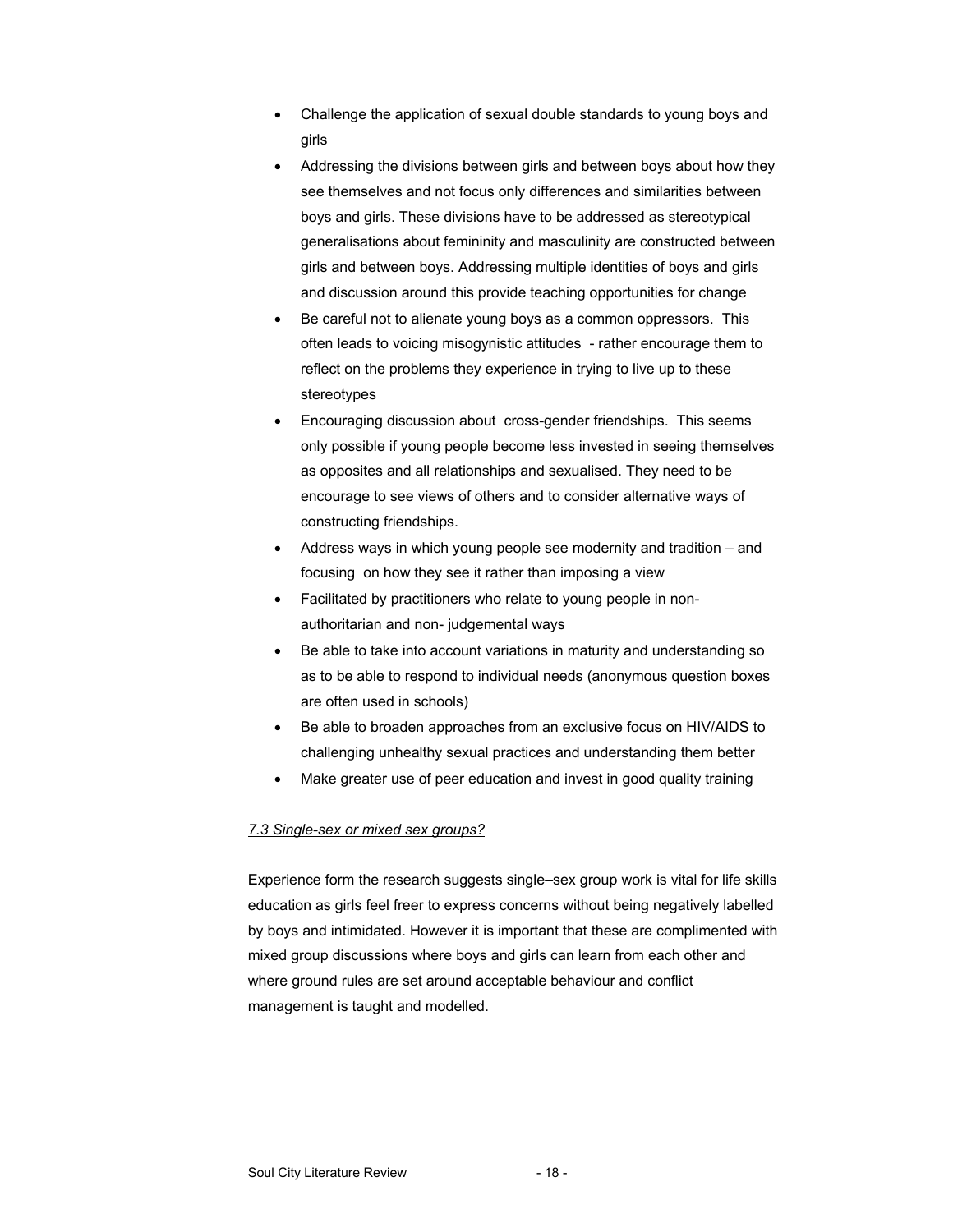- Challenge the application of sexual double standards to young boys and girls
- Addressing the divisions between girls and between boys about how they see themselves and not focus only differences and similarities between boys and girls. These divisions have to be addressed as stereotypical generalisations about femininity and masculinity are constructed between girls and between boys. Addressing multiple identities of boys and girls and discussion around this provide teaching opportunities for change
- Be careful not to alienate young boys as a common oppressors. This often leads to voicing misogynistic attitudes - rather encourage them to reflect on the problems they experience in trying to live up to these stereotypes
- Encouraging discussion about cross-gender friendships. This seems only possible if young people become less invested in seeing themselves as opposites and all relationships and sexualised. They need to be encourage to see views of others and to consider alternative ways of constructing friendships.
- Address ways in which young people see modernity and tradition – and focusing on how they see it rather than imposing a view
- Facilitated by practitioners who relate to young people in non-authoritarian and non- judgemental ways
- Be able to take into account variations in maturity and understanding so as to be able to respond to individual needs (anonymous question boxes are often used in schools)
- Be able to broaden approaches from an exclusive focus on HIV/AIDS to challenging unhealthy sexual practices and understanding them better
- Make greater use of peer education and invest in good quality training

*7.3 Single-sex or mixed sex groups?*

Experience form the research suggests single–sex group work is vital for life skills education as girls feel freer to express concerns without being negatively labelled by boys and intimidated. However it is important that these are complimented with mixed group discussions where boys and girls can learn from each other and where ground rules are set around acceptable behaviour and conflict management is taught and modelled.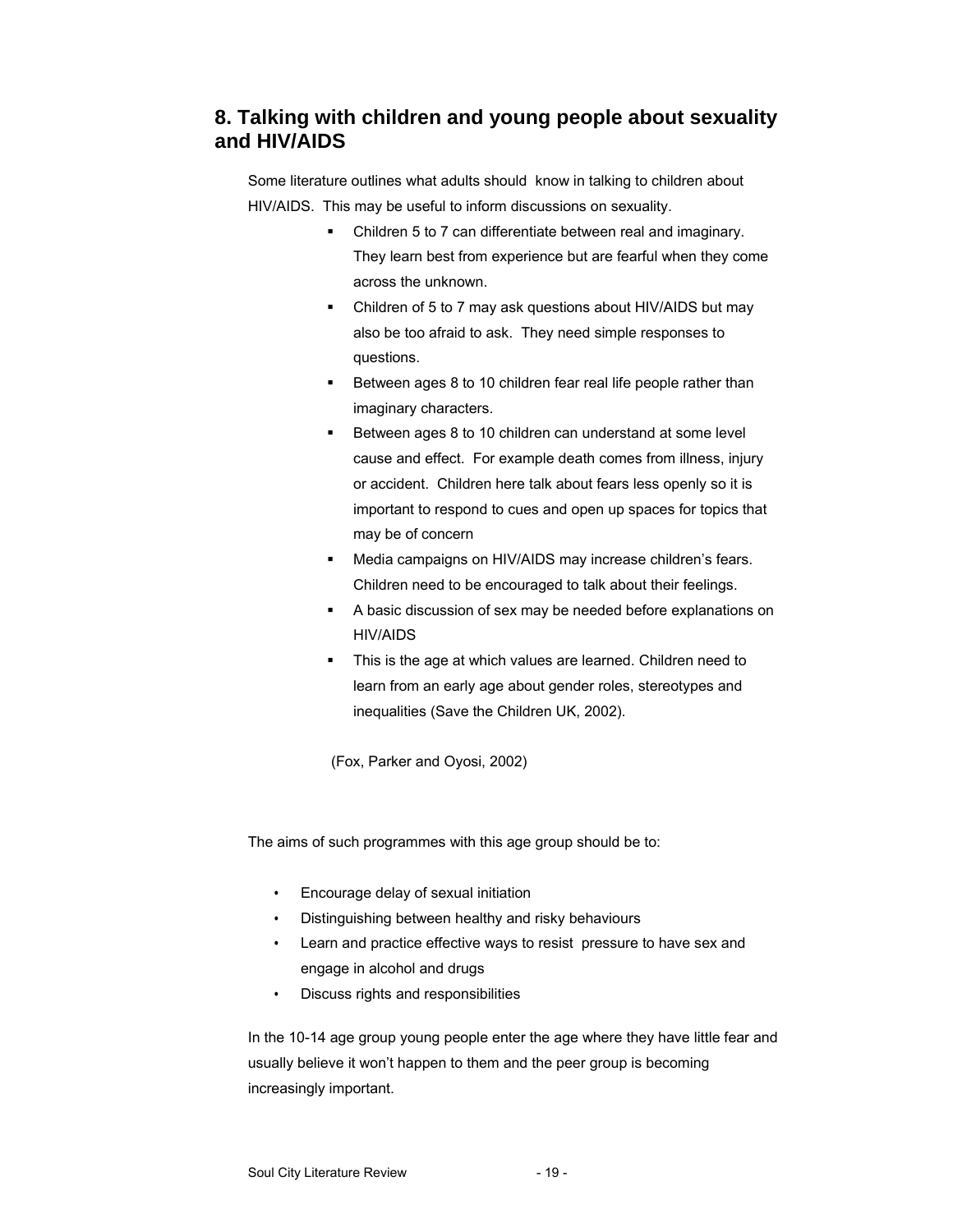## 8. Talking with children and young people about sexuality and HIV/AIDS

Some literature outlines what adults should know in talking to children about HIV/AIDS. This may be useful to inform discussions on sexuality.

- Children 5 to 7 can differentiate between real and imaginary. They learn best from experience but are fearful when they come across the unknown.
- Children of 5 to 7 may ask questions about HIV/AIDS but may also be too afraid to ask. They need simple responses to questions.
- Between ages 8 to 10 children fear real life people rather than imaginary characters.
- Between ages 8 to 10 children can understand at some level cause and effect. For example death comes from illness, injury or accident. Children here talk about fears less openly so it is important to respond to cues and open up spaces for topics that may be of concern
- Media campaigns on HIV/AIDS may increase children's fears. Children need to be encouraged to talk about their feelings.
- A basic discussion of sex may be needed before explanations on HIV/AIDS
- This is the age at which values are learned. Children need to learn from an early age about gender roles, stereotypes and inequalities (Save the Children UK, 2002).

(Fox, Parker and Oyosi, 2002)

The aims of such programmes with this age group should be to:

- Encourage delay of sexual initiation
- Distinguishing between healthy and risky behaviours
- Learn and practice effective ways to resist pressure to have sex and engage in alcohol and drugs
- Discuss rights and responsibilities

In the 10-14 age group young people enter the age where they have little fear and usually believe it won't happen to them and the peer group is becoming increasingly important.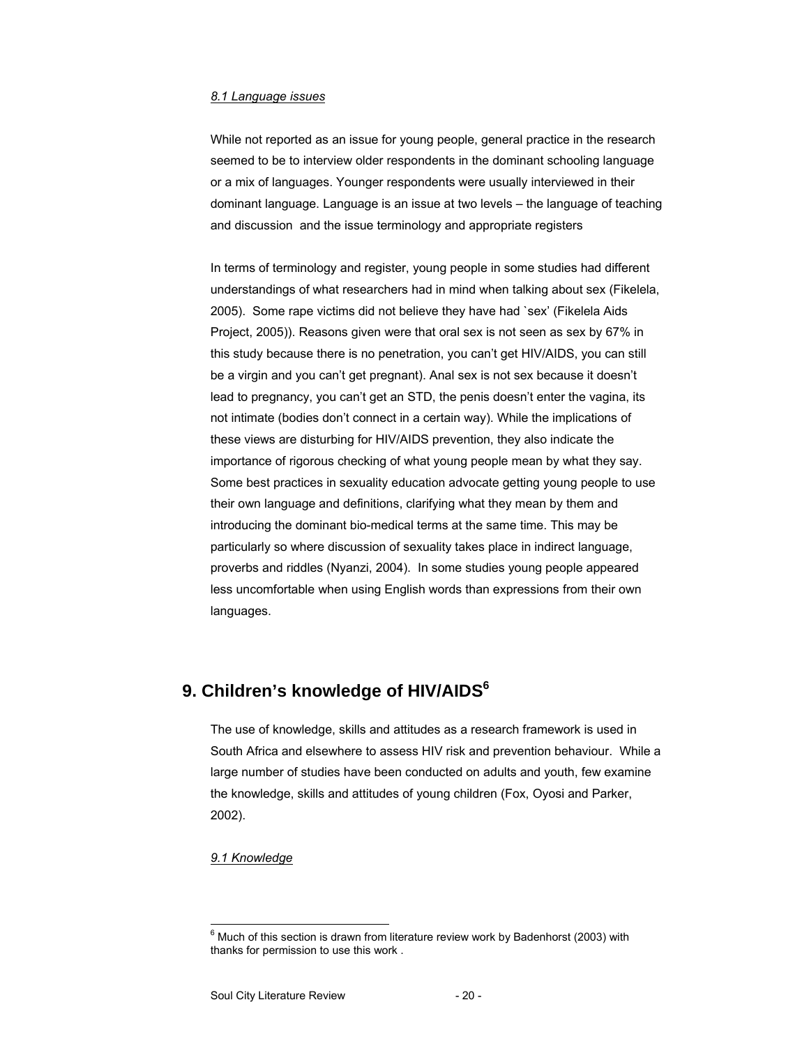*8.1 Language issues*

While not reported as an issue for young people, general practice in the research seemed to be to interview older respondents in the dominant schooling language or a mix of languages. Younger respondents were usually interviewed in their dominant language. Language is an issue at two levels – the language of teaching and discussion  and the issue terminology and appropriate registers

In terms of terminology and register, young people in some studies had different understandings of what researchers had in mind when talking about sex (Fikelela, 2005).  Some rape victims did not believe they have had `sex' (Fikelela Aids Project, 2005)). Reasons given were that oral sex is not seen as sex by 67% in this study because there is no penetration, you can't get HIV/AIDS, you can still be a virgin and you can't get pregnant). Anal sex is not sex because it doesn't lead to pregnancy, you can't get an STD, the penis doesn't enter the vagina, its not intimate (bodies don't connect in a certain way). While the implications of these views are disturbing for HIV/AIDS prevention, they also indicate the importance of rigorous checking of what young people mean by what they say. Some best practices in sexuality education advocate getting young people to use their own language and definitions, clarifying what they mean by them and introducing the dominant bio-medical terms at the same time. This may be particularly so where discussion of sexuality takes place in indirect language, proverbs and riddles (Nyanzi, 2004).  In some studies young people appeared less uncomfortable when using English words than expressions from their own languages.

## 9. Children's knowledge of HIV/AIDS[6]

The use of knowledge, skills and attitudes as a research framework is used in South Africa and elsewhere to assess HIV risk and prevention behaviour.  While a large number of studies have been conducted on adults and youth, few examine the knowledge, skills and attitudes of young children (Fox, Oyosi and Parker, 2002).

*9.1 Knowledge*

[6] Much of this section is drawn from literature review work by Badenhorst (2003) with thanks for permission to use this work .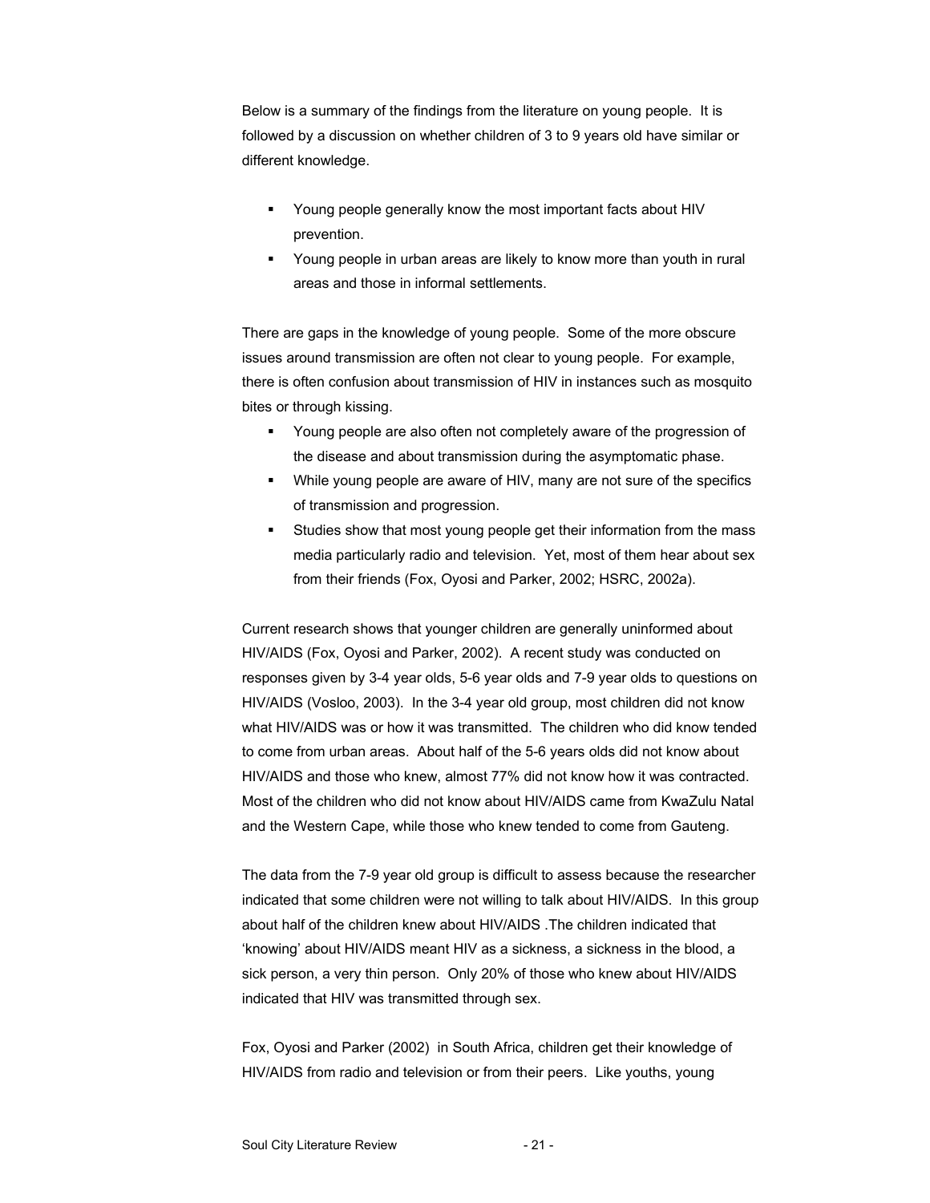Below is a summary of the findings from the literature on young people. It is followed by a discussion on whether children of 3 to 9 years old have similar or different knowledge.

- Young people generally know the most important facts about HIV prevention.
- Young people in urban areas are likely to know more than youth in rural areas and those in informal settlements.

There are gaps in the knowledge of young people. Some of the more obscure issues around transmission are often not clear to young people. For example, there is often confusion about transmission of HIV in instances such as mosquito bites or through kissing.

- Young people are also often not completely aware of the progression of the disease and about transmission during the asymptomatic phase.
- While young people are aware of HIV, many are not sure of the specifics of transmission and progression.
- Studies show that most young people get their information from the mass media particularly radio and television. Yet, most of them hear about sex from their friends (Fox, Oyosi and Parker, 2002; HSRC, 2002a).

Current research shows that younger children are generally uninformed about HIV/AIDS (Fox, Oyosi and Parker, 2002). A recent study was conducted on responses given by 3-4 year olds, 5-6 year olds and 7-9 year olds to questions on HIV/AIDS (Vosloo, 2003). In the 3-4 year old group, most children did not know what HIV/AIDS was or how it was transmitted. The children who did know tended to come from urban areas. About half of the 5-6 years olds did not know about HIV/AIDS and those who knew, almost 77% did not know how it was contracted. Most of the children who did not know about HIV/AIDS came from KwaZulu Natal and the Western Cape, while those who knew tended to come from Gauteng.

The data from the 7-9 year old group is difficult to assess because the researcher indicated that some children were not willing to talk about HIV/AIDS. In this group about half of the children knew about HIV/AIDS .The children indicated that 'knowing' about HIV/AIDS meant HIV as a sickness, a sickness in the blood, a sick person, a very thin person. Only 20% of those who knew about HIV/AIDS indicated that HIV was transmitted through sex.

Fox, Oyosi and Parker (2002) in South Africa, children get their knowledge of HIV/AIDS from radio and television or from their peers. Like youths, young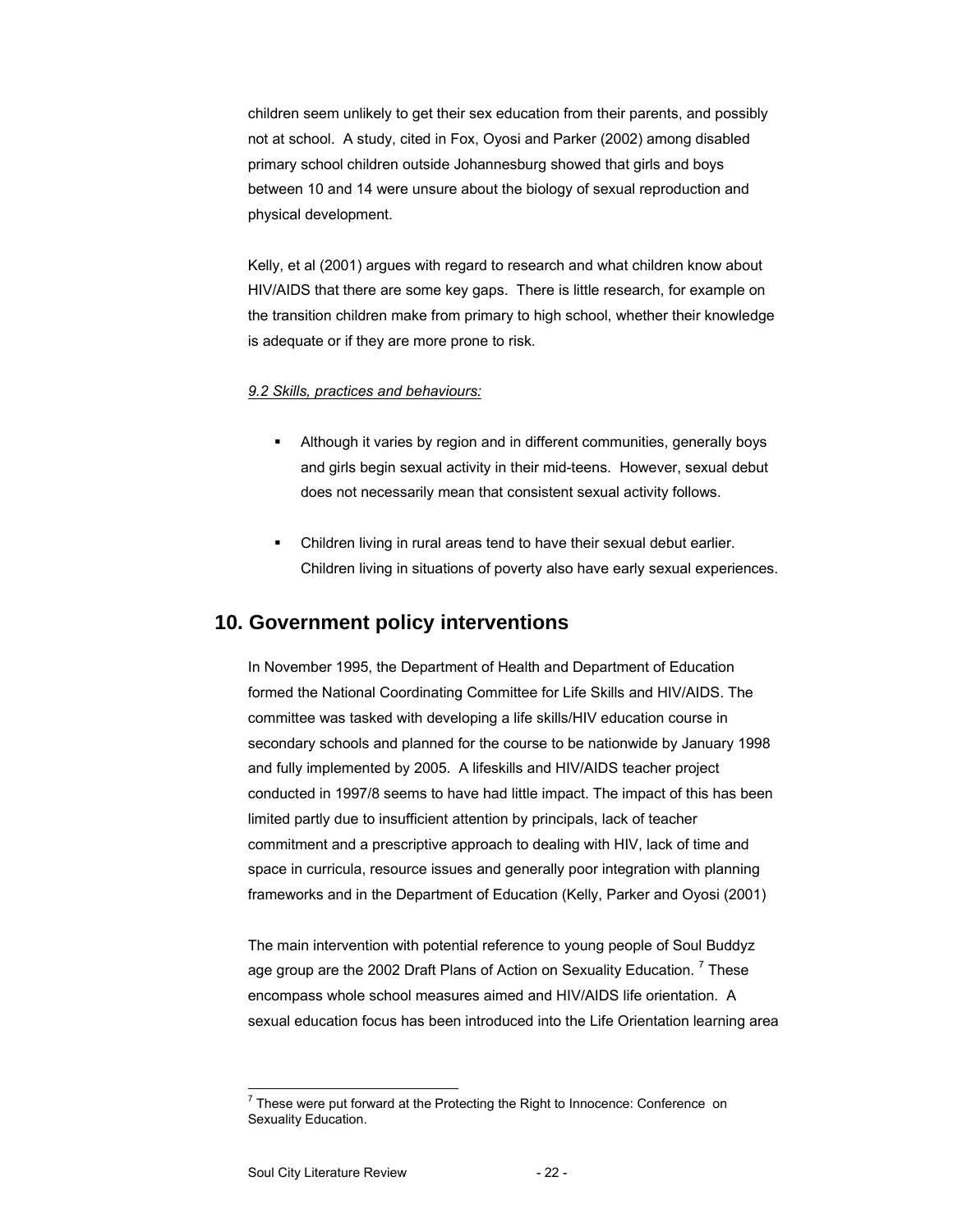children seem unlikely to get their sex education from their parents, and possibly not at school. A study, cited in Fox, Oyosi and Parker (2002) among disabled primary school children outside Johannesburg showed that girls and boys between 10 and 14 were unsure about the biology of sexual reproduction and physical development.

Kelly, et al (2001) argues with regard to research and what children know about HIV/AIDS that there are some key gaps. There is little research, for example on the transition children make from primary to high school, whether their knowledge is adequate or if they are more prone to risk.

*9.2 Skills, practices and behaviours:*

- Although it varies by region and in different communities, generally boys and girls begin sexual activity in their mid-teens. However, sexual debut does not necessarily mean that consistent sexual activity follows.

- Children living in rural areas tend to have their sexual debut earlier. Children living in situations of poverty also have early sexual experiences.

## 10. Government policy interventions

In November 1995, the Department of Health and Department of Education formed the National Coordinating Committee for Life Skills and HIV/AIDS. The committee was tasked with developing a life skills/HIV education course in secondary schools and planned for the course to be nationwide by January 1998 and fully implemented by 2005. A lifeskills and HIV/AIDS teacher project conducted in 1997/8 seems to have had little impact. The impact of this has been limited partly due to insufficient attention by principals, lack of teacher commitment and a prescriptive approach to dealing with HIV, lack of time and space in curricula, resource issues and generally poor integration with planning frameworks and in the Department of Education (Kelly, Parker and Oyosi (2001)

The main intervention with potential reference to young people of Soul Buddyz age group are the 2002 Draft Plans of Action on Sexuality Education. [7] These encompass whole school measures aimed and HIV/AIDS life orientation. A sexual education focus has been introduced into the Life Orientation learning area

[7] These were put forward at the Protecting the Right to Innocence: Conference on Sexuality Education.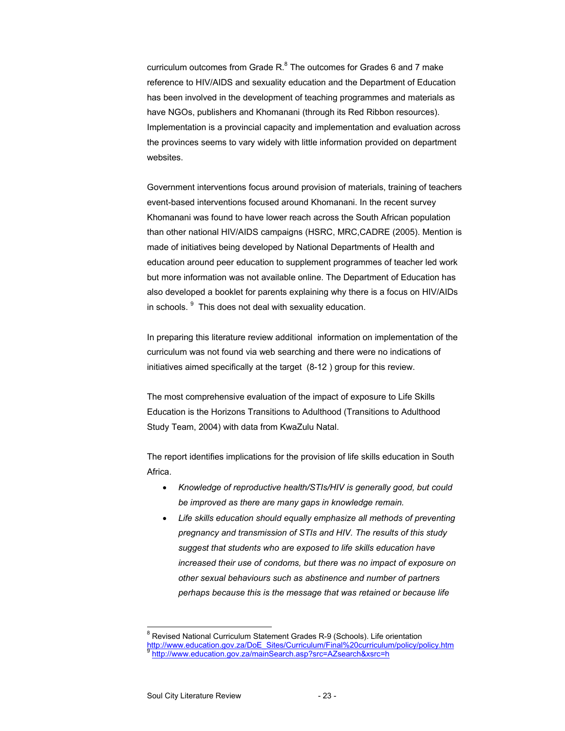curriculum outcomes from Grade R.[8] The outcomes for Grades 6 and 7 make reference to HIV/AIDS and sexuality education and the Department of Education has been involved in the development of teaching programmes and materials as have NGOs, publishers and Khomanani (through its Red Ribbon resources). Implementation is a provincial capacity and implementation and evaluation across the provinces seems to vary widely with little information provided on department websites.

Government interventions focus around provision of materials, training of teachers event-based interventions focused around Khomanani. In the recent survey Khomanani was found to have lower reach across the South African population than other national HIV/AIDS campaigns (HSRC, MRC,CADRE (2005). Mention is made of initiatives being developed by National Departments of Health and education around peer education to supplement programmes of teacher led work but more information was not available online. The Department of Education has also developed a booklet for parents explaining why there is a focus on HIV/AIDs in schools. [9] This does not deal with sexuality education.

In preparing this literature review additional information on implementation of the curriculum was not found via web searching and there were no indications of initiatives aimed specifically at the target (8-12 ) group for this review.

The most comprehensive evaluation of the impact of exposure to Life Skills Education is the Horizons Transitions to Adulthood (Transitions to Adulthood Study Team, 2004) with data from KwaZulu Natal.

The report identifies implications for the provision of life skills education in South Africa.

- *Knowledge of reproductive health/STIs/HIV is generally good, but could be improved as there are many gaps in knowledge remain.*
- *Life skills education should equally emphasize all methods of preventing pregnancy and transmission of STIs and HIV. The results of this study suggest that students who are exposed to life skills education have increased their use of condoms, but there was no impact of exposure on other sexual behaviours such as abstinence and number of partners perhaps because this is the message that was retained or because life*

---

[8] Revised National Curriculum Statement Grades R-9 (Schools). Life orientation http://www.education.gov.za/DoE_Sites/Curriculum/Final%20curriculum/policy/policy.htm

[9] http://www.education.gov.za/mainSearch.asp?src=AZsearch&xsrc=h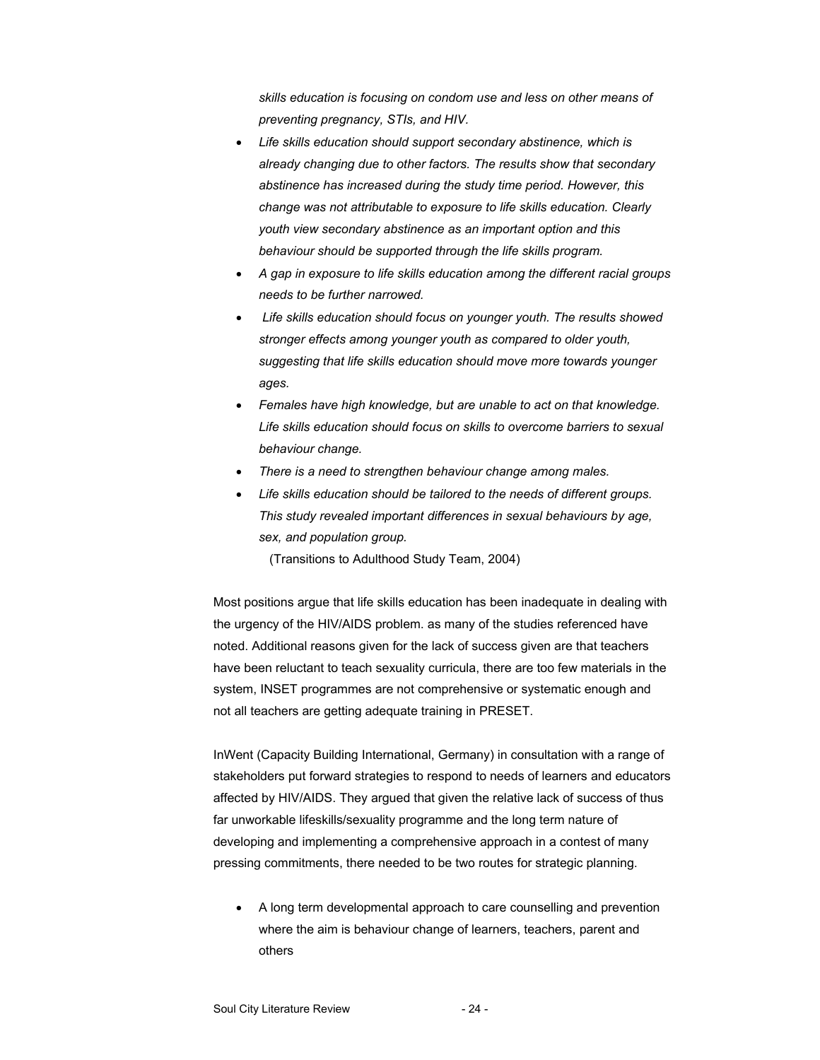*skills education is focusing on condom use and less on other means of preventing pregnancy, STIs, and HIV.*

- *Life skills education should support secondary abstinence, which is already changing due to other factors. The results show that secondary abstinence has increased during the study time period. However, this change was not attributable to exposure to life skills education. Clearly youth view secondary abstinence as an important option and this behaviour should be supported through the life skills program.*
- *A gap in exposure to life skills education among the different racial groups needs to be further narrowed.*
- *Life skills education should focus on younger youth. The results showed stronger effects among younger youth as compared to older youth, suggesting that life skills education should move more towards younger ages.*
- *Females have high knowledge, but are unable to act on that knowledge. Life skills education should focus on skills to overcome barriers to sexual behaviour change.*
- *There is a need to strengthen behaviour change among males.*
- *Life skills education should be tailored to the needs of different groups. This study revealed important differences in sexual behaviours by age, sex, and population group.*

  (Transitions to Adulthood Study Team, 2004)

Most positions argue that life skills education has been inadequate in dealing with the urgency of the HIV/AIDS problem. as many of the studies referenced have noted. Additional reasons given for the lack of success given are that teachers have been reluctant to teach sexuality curricula, there are too few materials in the system, INSET programmes are not comprehensive or systematic enough and not all teachers are getting adequate training in PRESET.

InWent (Capacity Building International, Germany) in consultation with a range of stakeholders put forward strategies to respond to needs of learners and educators affected by HIV/AIDS. They argued that given the relative lack of success of thus far unworkable lifeskills/sexuality programme and the long term nature of developing and implementing a comprehensive approach in a contest of many pressing commitments, there needed to be two routes for strategic planning.

- A long term developmental approach to care counselling and prevention where the aim is behaviour change of learners, teachers, parent and others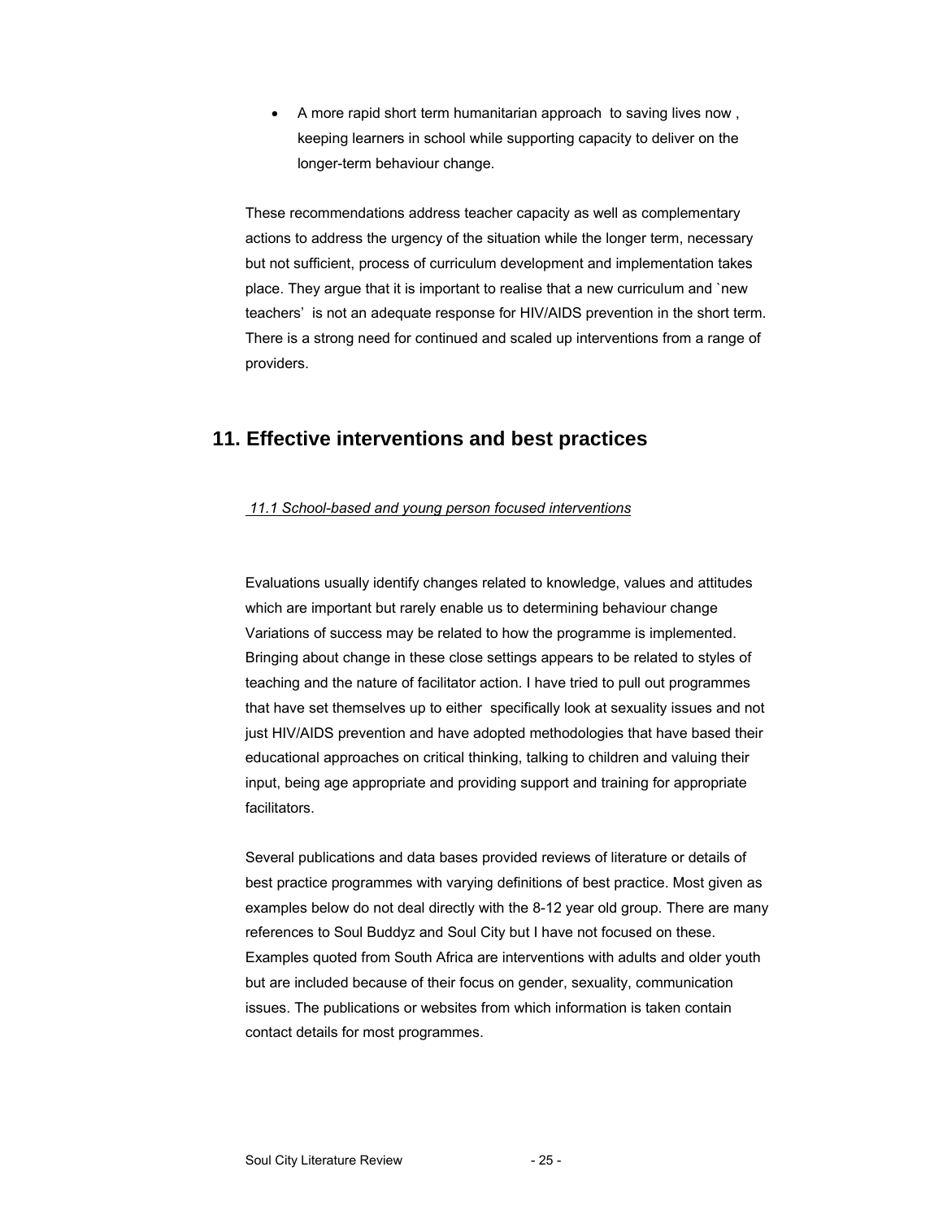- A more rapid short term humanitarian approach to saving lives now , keeping learners in school while supporting capacity to deliver on the longer-term behaviour change.

These recommendations address teacher capacity as well as complementary actions to address the urgency of the situation while the longer term, necessary but not sufficient, process of curriculum development and implementation takes place. They argue that it is important to realise that a new curriculum and `new teachers' is not an adequate response for HIV/AIDS prevention in the short term. There is a strong need for continued and scaled up interventions from a range of providers.

## 11. Effective interventions and best practices

### *11.1 School-based and young person focused interventions*

Evaluations usually identify changes related to knowledge, values and attitudes which are important but rarely enable us to determining behaviour change Variations of success may be related to how the programme is implemented. Bringing about change in these close settings appears to be related to styles of teaching and the nature of facilitator action. I have tried to pull out programmes that have set themselves up to either specifically look at sexuality issues and not just HIV/AIDS prevention and have adopted methodologies that have based their educational approaches on critical thinking, talking to children and valuing their input, being age appropriate and providing support and training for appropriate facilitators.

Several publications and data bases provided reviews of literature or details of best practice programmes with varying definitions of best practice. Most given as examples below do not deal directly with the 8-12 year old group. There are many references to Soul Buddyz and Soul City but I have not focused on these. Examples quoted from South Africa are interventions with adults and older youth but are included because of their focus on gender, sexuality, communication issues. The publications or websites from which information is taken contain contact details for most programmes.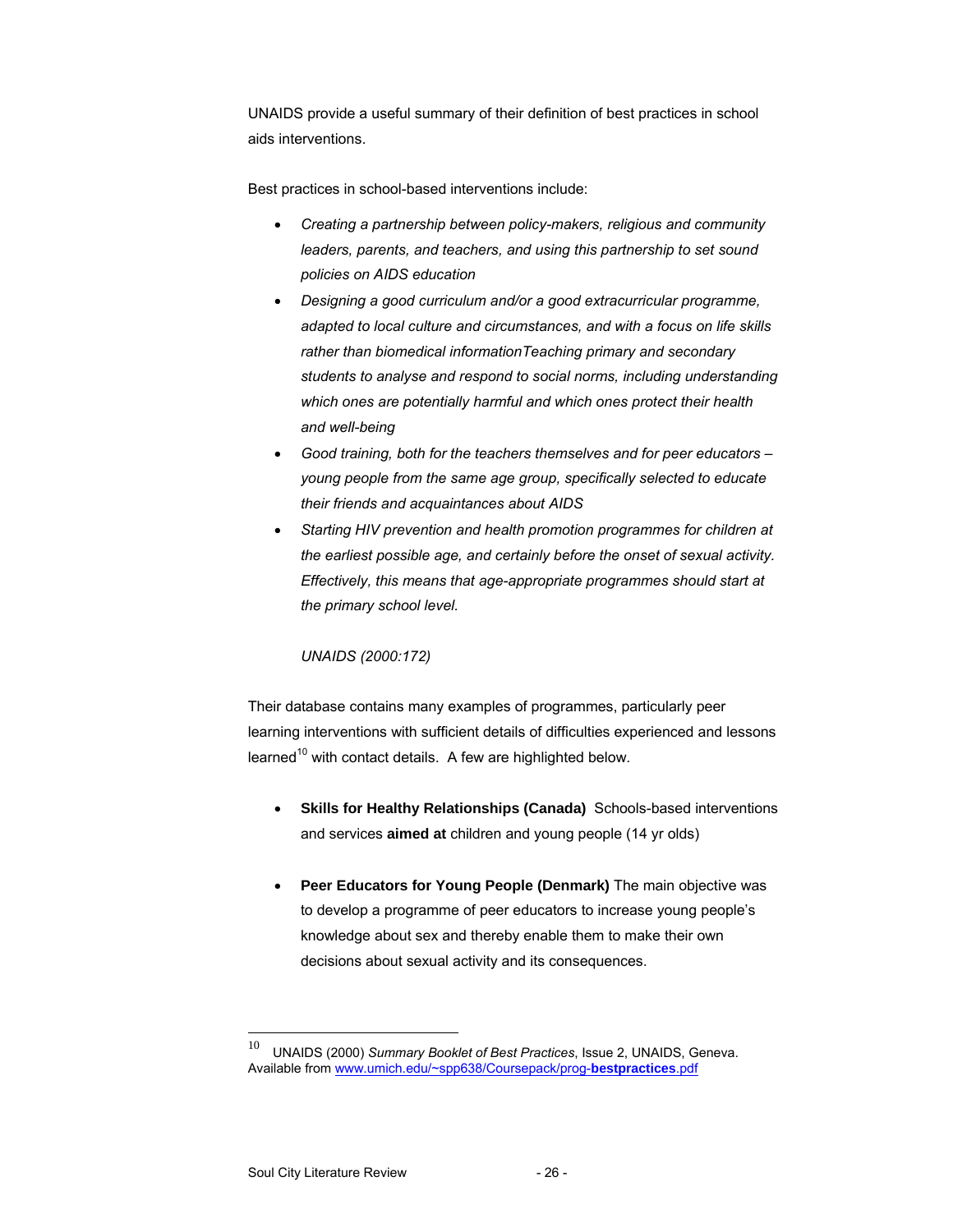UNAIDS provide a useful summary of their definition of best practices in school aids interventions.

Best practices in school-based interventions include:

- *Creating a partnership between policy-makers, religious and community leaders, parents, and teachers, and using this partnership to set sound policies on AIDS education*
- *Designing a good curriculum and/or a good extracurricular programme, adapted to local culture and circumstances, and with a focus on life skills rather than biomedical informationTeaching primary and secondary students to analyse and respond to social norms, including understanding which ones are potentially harmful and which ones protect their health and well-being*
- *Good training, both for the teachers themselves and for peer educators – young people from the same age group, specifically selected to educate their friends and acquaintances about AIDS*
- *Starting HIV prevention and health promotion programmes for children at the earliest possible age, and certainly before the onset of sexual activity. Effectively, this means that age-appropriate programmes should start at the primary school level.*

*UNAIDS (2000:172)*

Their database contains many examples of programmes, particularly peer learning interventions with sufficient details of difficulties experienced and lessons learned[10] with contact details. A few are highlighted below.

- **Skills for Healthy Relationships (Canada)** Schools-based interventions and services **aimed at** children and young people (14 yr olds)

- **Peer Educators for Young People (Denmark)** The main objective was to develop a programme of peer educators to increase young people's knowledge about sex and thereby enable them to make their own decisions about sexual activity and its consequences.

---

[10] UNAIDS (2000) *Summary Booklet of Best Practices*, Issue 2, UNAIDS, Geneva. Available from www.umich.edu/~spp638/Coursepack/prog-**bestpractices**.pdf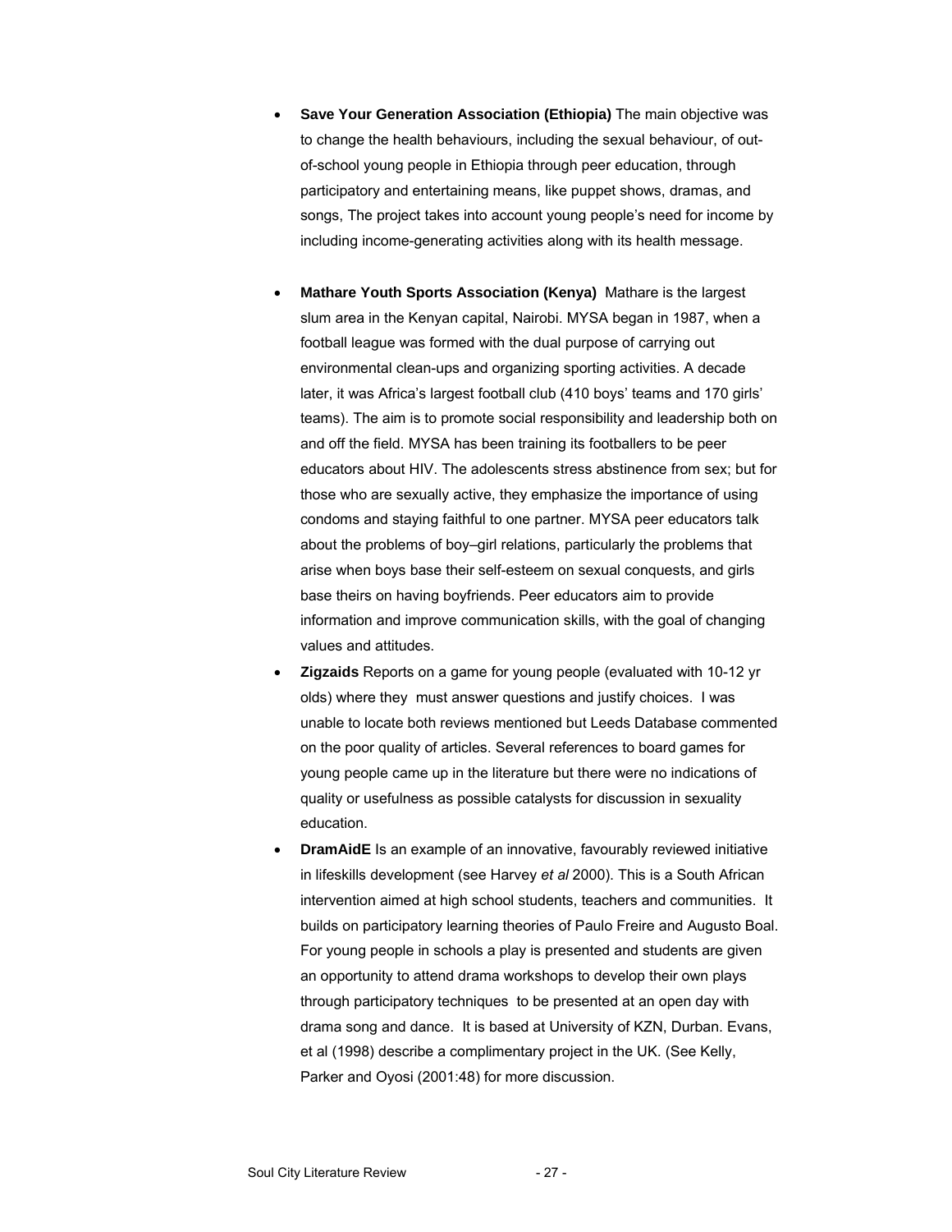- **Save Your Generation Association (Ethiopia)** The main objective was to change the health behaviours, including the sexual behaviour, of out-of-school young people in Ethiopia through peer education, through participatory and entertaining means, like puppet shows, dramas, and songs, The project takes into account young people's need for income by including income-generating activities along with its health message.

- **Mathare Youth Sports Association (Kenya)** Mathare is the largest slum area in the Kenyan capital, Nairobi. MYSA began in 1987, when a football league was formed with the dual purpose of carrying out environmental clean-ups and organizing sporting activities. A decade later, it was Africa's largest football club (410 boys' teams and 170 girls' teams). The aim is to promote social responsibility and leadership both on and off the field. MYSA has been training its footballers to be peer educators about HIV. The adolescents stress abstinence from sex; but for those who are sexually active, they emphasize the importance of using condoms and staying faithful to one partner. MYSA peer educators talk about the problems of boy–girl relations, particularly the problems that arise when boys base their self-esteem on sexual conquests, and girls base theirs on having boyfriends. Peer educators aim to provide information and improve communication skills, with the goal of changing values and attitudes.
- **Zigzaids** Reports on a game for young people (evaluated with 10-12 yr olds) where they must answer questions and justify choices. I was unable to locate both reviews mentioned but Leeds Database commented on the poor quality of articles. Several references to board games for young people came up in the literature but there were no indications of quality or usefulness as possible catalysts for discussion in sexuality education.
- **DramAidE** Is an example of an innovative, favourably reviewed initiative in lifeskills development (see Harvey *et al* 2000). This is a South African intervention aimed at high school students, teachers and communities. It builds on participatory learning theories of Paulo Freire and Augusto Boal. For young people in schools a play is presented and students are given an opportunity to attend drama workshops to develop their own plays through participatory techniques to be presented at an open day with drama song and dance. It is based at University of KZN, Durban. Evans, et al (1998) describe a complimentary project in the UK. (See Kelly, Parker and Oyosi (2001:48) for more discussion.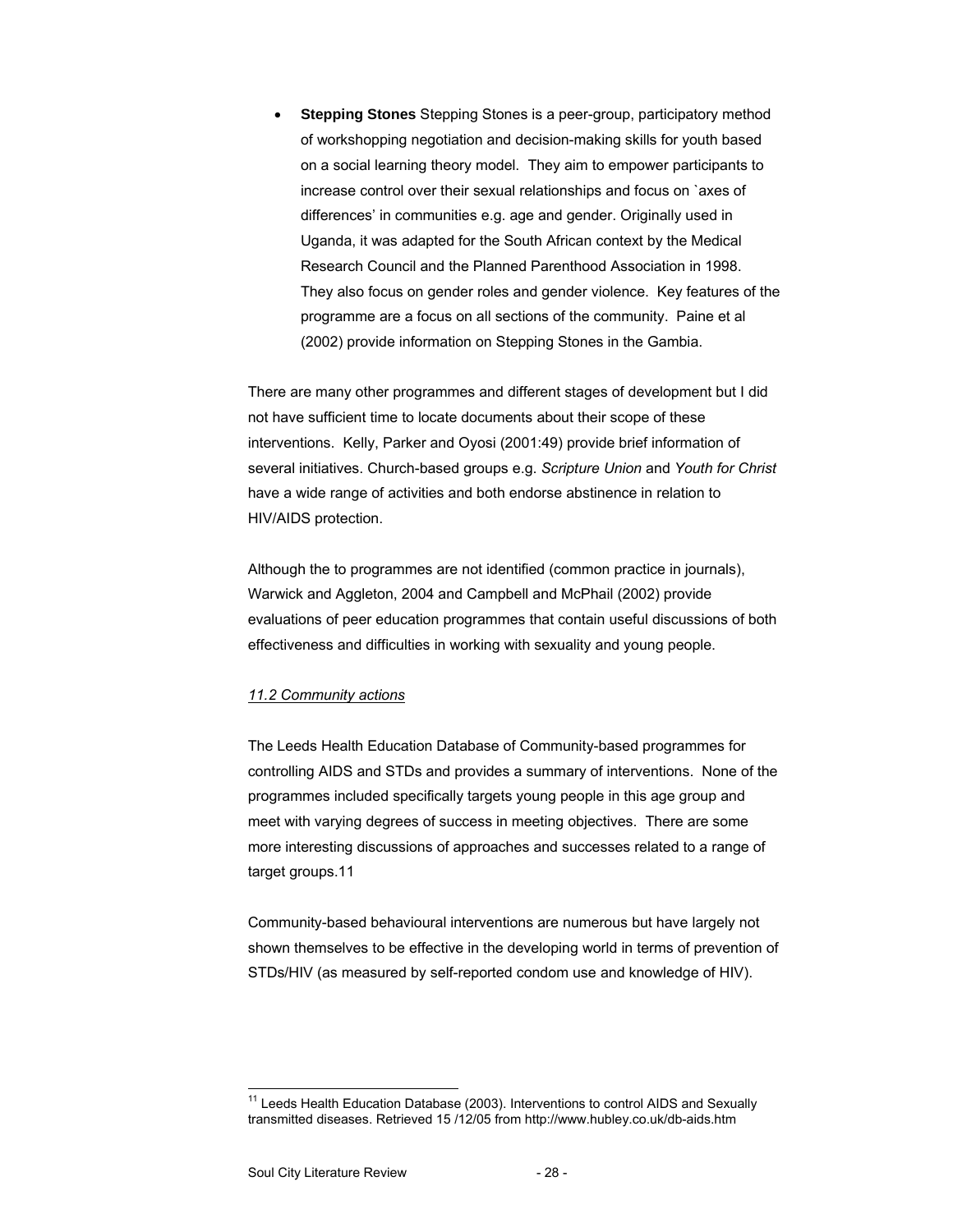- **Stepping Stones** Stepping Stones is a peer-group, participatory method of workshopping negotiation and decision-making skills for youth based on a social learning theory model. They aim to empower participants to increase control over their sexual relationships and focus on `axes of differences' in communities e.g. age and gender. Originally used in Uganda, it was adapted for the South African context by the Medical Research Council and the Planned Parenthood Association in 1998. They also focus on gender roles and gender violence. Key features of the programme are a focus on all sections of the community. Paine et al (2002) provide information on Stepping Stones in the Gambia.

There are many other programmes and different stages of development but I did not have sufficient time to locate documents about their scope of these interventions. Kelly, Parker and Oyosi (2001:49) provide brief information of several initiatives. Church-based groups e.g. *Scripture Union* and *Youth for Christ* have a wide range of activities and both endorse abstinence in relation to HIV/AIDS protection.

Although the to programmes are not identified (common practice in journals), Warwick and Aggleton, 2004 and Campbell and McPhail (2002) provide evaluations of peer education programmes that contain useful discussions of both effectiveness and difficulties in working with sexuality and young people.

### *11.2 Community actions*

The Leeds Health Education Database of Community-based programmes for controlling AIDS and STDs and provides a summary of interventions. None of the programmes included specifically targets young people in this age group and meet with varying degrees of success in meeting objectives. There are some more interesting discussions of approaches and successes related to a range of target groups.11

Community-based behavioural interventions are numerous but have largely not shown themselves to be effective in the developing world in terms of prevention of STDs/HIV (as measured by self-reported condom use and knowledge of HIV).

---

[11] Leeds Health Education Database (2003). Interventions to control AIDS and Sexually transmitted diseases. Retrieved 15 /12/05 from http://www.hubley.co.uk/db-aids.htm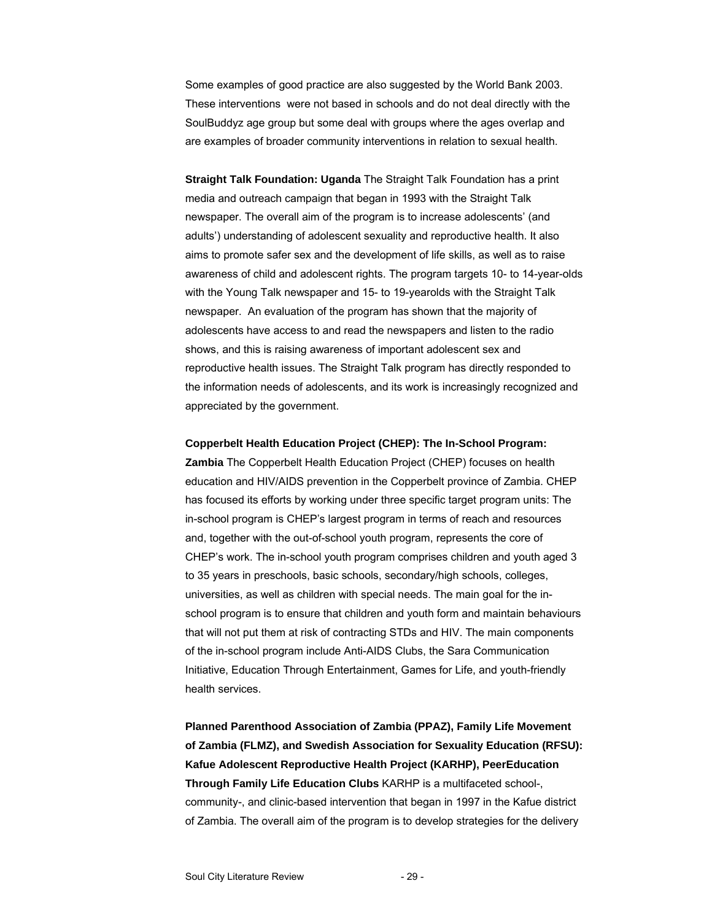Some examples of good practice are also suggested by the World Bank 2003. These interventions were not based in schools and do not deal directly with the SoulBuddyz age group but some deal with groups where the ages overlap and are examples of broader community interventions in relation to sexual health.

**Straight Talk Foundation: Uganda** The Straight Talk Foundation has a print media and outreach campaign that began in 1993 with the Straight Talk newspaper. The overall aim of the program is to increase adolescents' (and adults') understanding of adolescent sexuality and reproductive health. It also aims to promote safer sex and the development of life skills, as well as to raise awareness of child and adolescent rights. The program targets 10- to 14-year-olds with the Young Talk newspaper and 15- to 19-yearolds with the Straight Talk newspaper. An evaluation of the program has shown that the majority of adolescents have access to and read the newspapers and listen to the radio shows, and this is raising awareness of important adolescent sex and reproductive health issues. The Straight Talk program has directly responded to the information needs of adolescents, and its work is increasingly recognized and appreciated by the government.

**Copperbelt Health Education Project (CHEP): The In-School Program: Zambia** The Copperbelt Health Education Project (CHEP) focuses on health education and HIV/AIDS prevention in the Copperbelt province of Zambia. CHEP has focused its efforts by working under three specific target program units: The in-school program is CHEP's largest program in terms of reach and resources and, together with the out-of-school youth program, represents the core of CHEP's work. The in-school youth program comprises children and youth aged 3 to 35 years in preschools, basic schools, secondary/high schools, colleges, universities, as well as children with special needs. The main goal for the in-school program is to ensure that children and youth form and maintain behaviours that will not put them at risk of contracting STDs and HIV. The main components of the in-school program include Anti-AIDS Clubs, the Sara Communication Initiative, Education Through Entertainment, Games for Life, and youth-friendly health services.

**Planned Parenthood Association of Zambia (PPAZ), Family Life Movement of Zambia (FLMZ), and Swedish Association for Sexuality Education (RFSU): Kafue Adolescent Reproductive Health Project (KARHP), PeerEducation Through Family Life Education Clubs** KARHP is a multifaceted school-, community-, and clinic-based intervention that began in 1997 in the Kafue district of Zambia. The overall aim of the program is to develop strategies for the delivery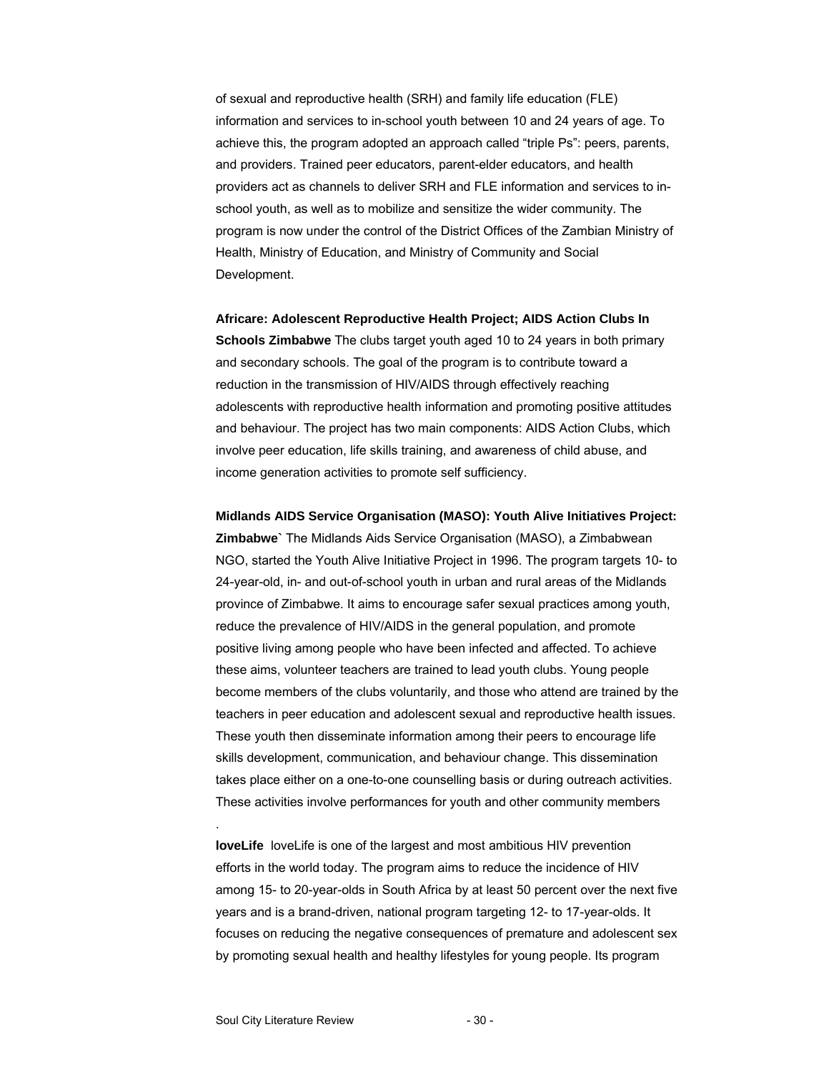of sexual and reproductive health (SRH) and family life education (FLE) information and services to in-school youth between 10 and 24 years of age. To achieve this, the program adopted an approach called "triple Ps": peers, parents, and providers. Trained peer educators, parent-elder educators, and health providers act as channels to deliver SRH and FLE information and services to in-school youth, as well as to mobilize and sensitize the wider community. The program is now under the control of the District Offices of the Zambian Ministry of Health, Ministry of Education, and Ministry of Community and Social Development.

**Africare: Adolescent Reproductive Health Project; AIDS Action Clubs In Schools Zimbabwe** The clubs target youth aged 10 to 24 years in both primary and secondary schools. The goal of the program is to contribute toward a reduction in the transmission of HIV/AIDS through effectively reaching adolescents with reproductive health information and promoting positive attitudes and behaviour. The project has two main components: AIDS Action Clubs, which involve peer education, life skills training, and awareness of child abuse, and income generation activities to promote self sufficiency.

**Midlands AIDS Service Organisation (MASO): Youth Alive Initiatives Project: Zimbabwe`** The Midlands Aids Service Organisation (MASO), a Zimbabwean NGO, started the Youth Alive Initiative Project in 1996. The program targets 10- to 24-year-old, in- and out-of-school youth in urban and rural areas of the Midlands province of Zimbabwe. It aims to encourage safer sexual practices among youth, reduce the prevalence of HIV/AIDS in the general population, and promote positive living among people who have been infected and affected. To achieve these aims, volunteer teachers are trained to lead youth clubs. Young people become members of the clubs voluntarily, and those who attend are trained by the teachers in peer education and adolescent sexual and reproductive health issues. These youth then disseminate information among their peers to encourage life skills development, communication, and behaviour change. This dissemination takes place either on a one-to-one counselling basis or during outreach activities. These activities involve performances for youth and other community members

.

**loveLife** loveLife is one of the largest and most ambitious HIV prevention efforts in the world today. The program aims to reduce the incidence of HIV among 15- to 20-year-olds in South Africa by at least 50 percent over the next five years and is a brand-driven, national program targeting 12- to 17-year-olds. It focuses on reducing the negative consequences of premature and adolescent sex by promoting sexual health and healthy lifestyles for young people. Its program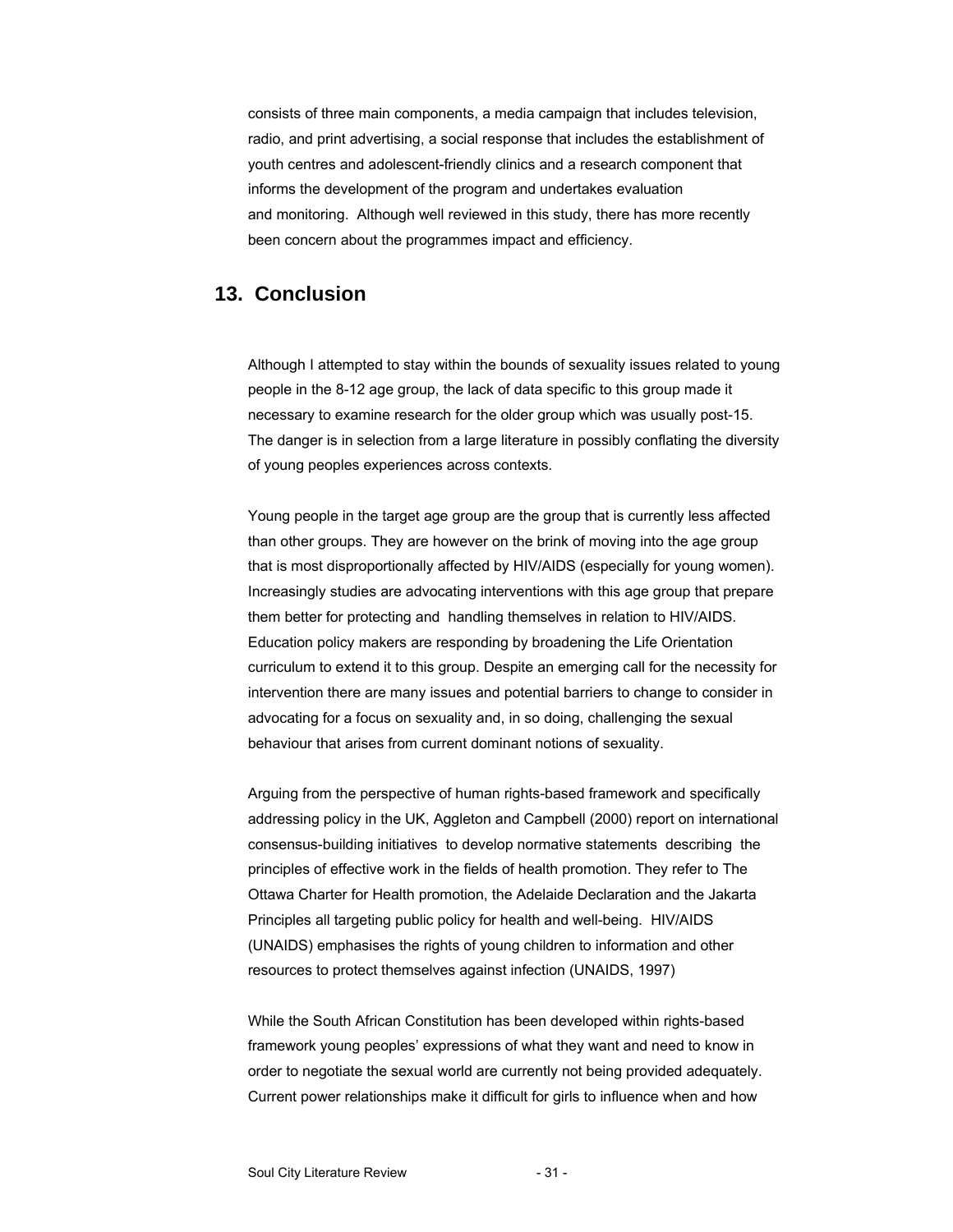consists of three main components, a media campaign that includes television, radio, and print advertising, a social response that includes the establishment of youth centres and adolescent-friendly clinics and a research component that informs the development of the program and undertakes evaluation and monitoring. Although well reviewed in this study, there has more recently been concern about the programmes impact and efficiency.

## 13. Conclusion

Although I attempted to stay within the bounds of sexuality issues related to young people in the 8-12 age group, the lack of data specific to this group made it necessary to examine research for the older group which was usually post-15. The danger is in selection from a large literature in possibly conflating the diversity of young peoples experiences across contexts.

Young people in the target age group are the group that is currently less affected than other groups. They are however on the brink of moving into the age group that is most disproportionally affected by HIV/AIDS (especially for young women). Increasingly studies are advocating interventions with this age group that prepare them better for protecting and handling themselves in relation to HIV/AIDS. Education policy makers are responding by broadening the Life Orientation curriculum to extend it to this group. Despite an emerging call for the necessity for intervention there are many issues and potential barriers to change to consider in advocating for a focus on sexuality and, in so doing, challenging the sexual behaviour that arises from current dominant notions of sexuality.

Arguing from the perspective of human rights-based framework and specifically addressing policy in the UK, Aggleton and Campbell (2000) report on international consensus-building initiatives to develop normative statements describing the principles of effective work in the fields of health promotion. They refer to The Ottawa Charter for Health promotion, the Adelaide Declaration and the Jakarta Principles all targeting public policy for health and well-being. HIV/AIDS (UNAIDS) emphasises the rights of young children to information and other resources to protect themselves against infection (UNAIDS, 1997)

While the South African Constitution has been developed within rights-based framework young peoples' expressions of what they want and need to know in order to negotiate the sexual world are currently not being provided adequately. Current power relationships make it difficult for girls to influence when and how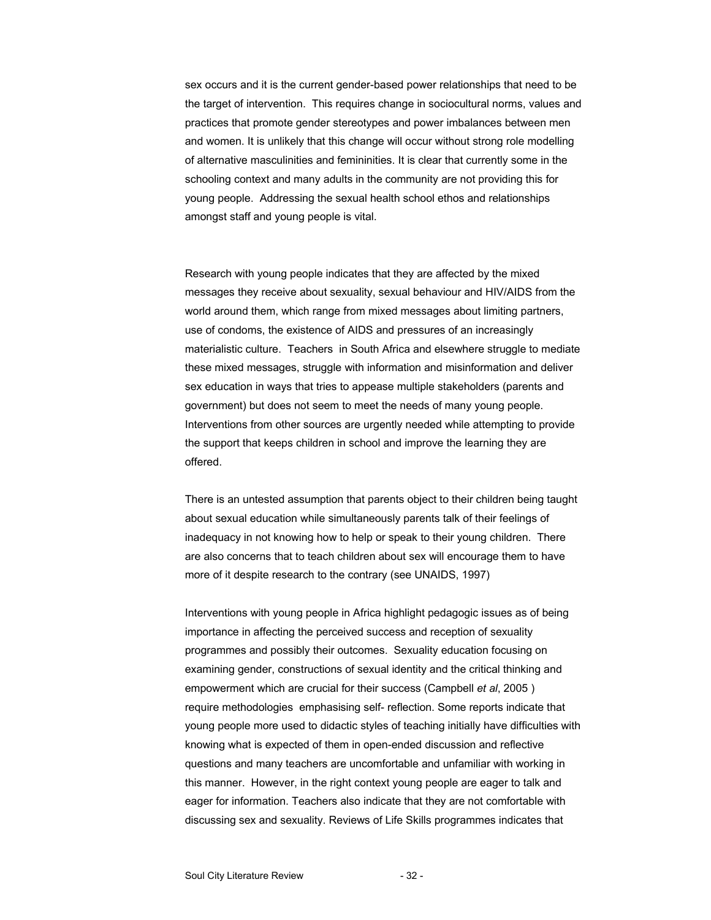sex occurs and it is the current gender-based power relationships that need to be the target of intervention. This requires change in sociocultural norms, values and practices that promote gender stereotypes and power imbalances between men and women. It is unlikely that this change will occur without strong role modelling of alternative masculinities and femininities. It is clear that currently some in the schooling context and many adults in the community are not providing this for young people. Addressing the sexual health school ethos and relationships amongst staff and young people is vital.

Research with young people indicates that they are affected by the mixed messages they receive about sexuality, sexual behaviour and HIV/AIDS from the world around them, which range from mixed messages about limiting partners, use of condoms, the existence of AIDS and pressures of an increasingly materialistic culture. Teachers in South Africa and elsewhere struggle to mediate these mixed messages, struggle with information and misinformation and deliver sex education in ways that tries to appease multiple stakeholders (parents and government) but does not seem to meet the needs of many young people. Interventions from other sources are urgently needed while attempting to provide the support that keeps children in school and improve the learning they are offered.

There is an untested assumption that parents object to their children being taught about sexual education while simultaneously parents talk of their feelings of inadequacy in not knowing how to help or speak to their young children. There are also concerns that to teach children about sex will encourage them to have more of it despite research to the contrary (see UNAIDS, 1997)

Interventions with young people in Africa highlight pedagogic issues as of being importance in affecting the perceived success and reception of sexuality programmes and possibly their outcomes. Sexuality education focusing on examining gender, constructions of sexual identity and the critical thinking and empowerment which are crucial for their success (Campbell *et al*, 2005 ) require methodologies emphasising self- reflection. Some reports indicate that young people more used to didactic styles of teaching initially have difficulties with knowing what is expected of them in open-ended discussion and reflective questions and many teachers are uncomfortable and unfamiliar with working in this manner. However, in the right context young people are eager to talk and eager for information. Teachers also indicate that they are not comfortable with discussing sex and sexuality. Reviews of Life Skills programmes indicates that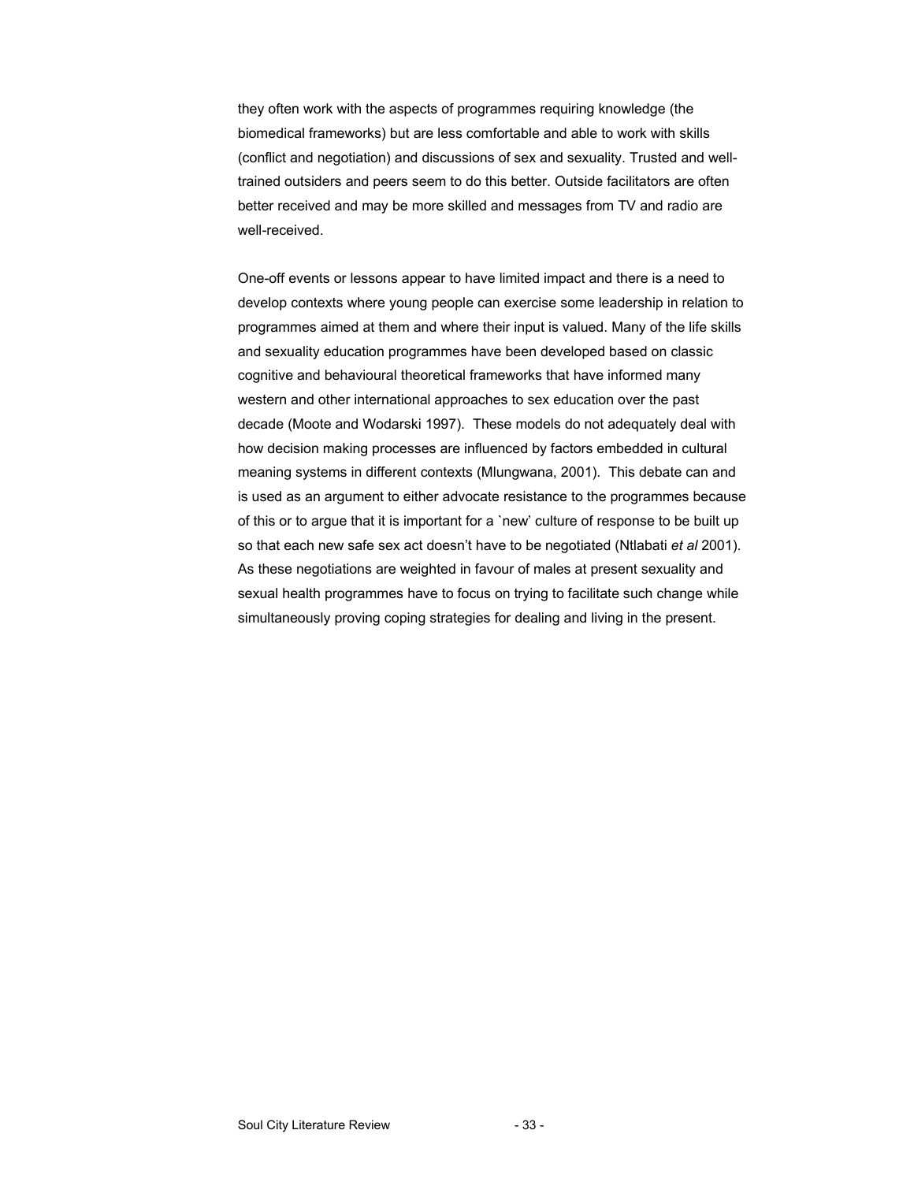they often work with the aspects of programmes requiring knowledge (the biomedical frameworks) but are less comfortable and able to work with skills (conflict and negotiation) and discussions of sex and sexuality. Trusted and well-trained outsiders and peers seem to do this better. Outside facilitators are often better received and may be more skilled and messages from TV and radio are well-received.

One-off events or lessons appear to have limited impact and there is a need to develop contexts where young people can exercise some leadership in relation to programmes aimed at them and where their input is valued. Many of the life skills and sexuality education programmes have been developed based on classic cognitive and behavioural theoretical frameworks that have informed many western and other international approaches to sex education over the past decade (Moote and Wodarski 1997). These models do not adequately deal with how decision making processes are influenced by factors embedded in cultural meaning systems in different contexts (Mlungwana, 2001). This debate can and is used as an argument to either advocate resistance to the programmes because of this or to argue that it is important for a `new' culture of response to be built up so that each new safe sex act doesn't have to be negotiated (Ntlabati *et al* 2001). As these negotiations are weighted in favour of males at present sexuality and sexual health programmes have to focus on trying to facilitate such change while simultaneously proving coping strategies for dealing and living in the present.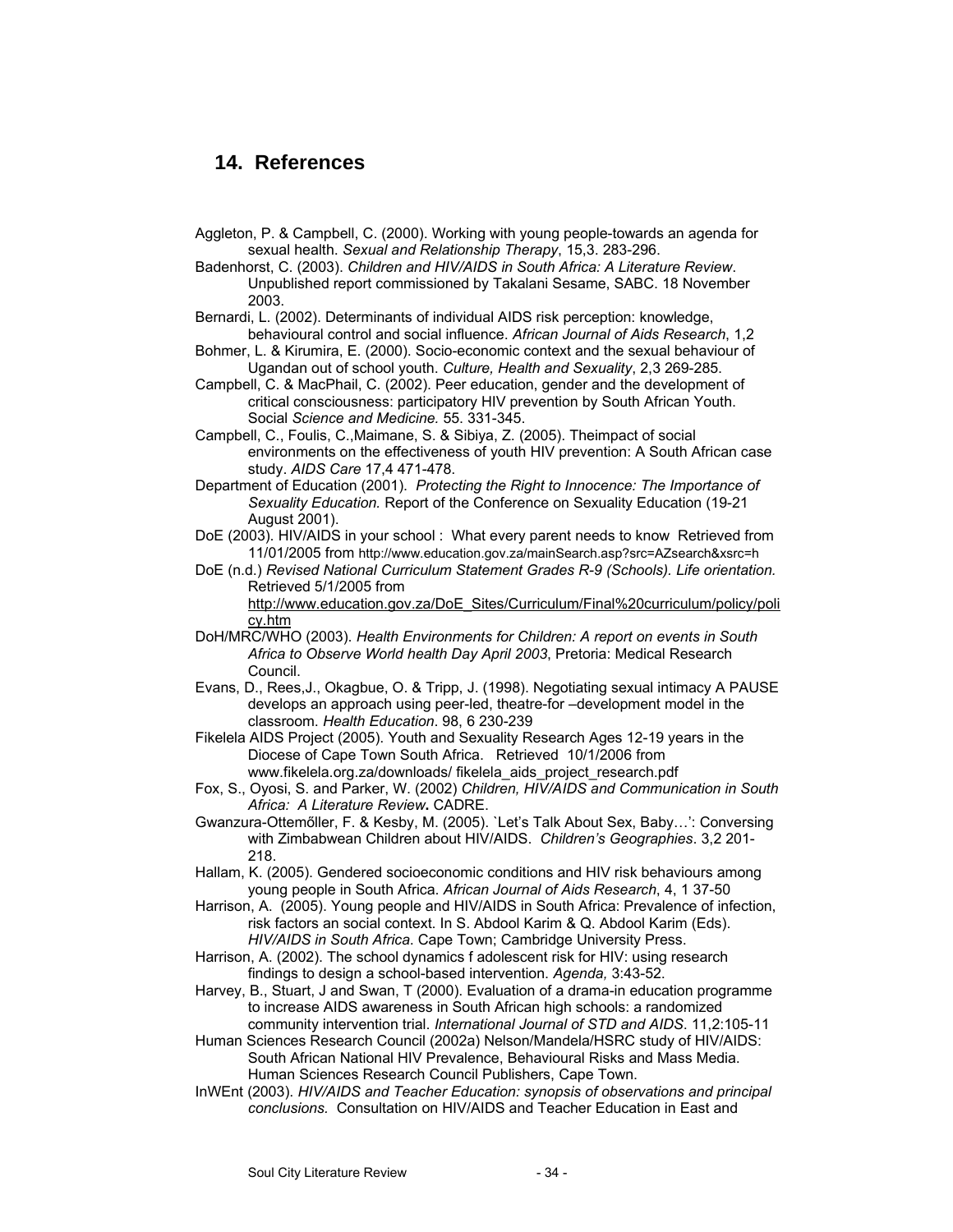## 14. References

Aggleton, P. & Campbell, C. (2000). Working with young people-towards an agenda for sexual health. *Sexual and Relationship Therapy*, 15,3. 283-296.

Badenhorst, C. (2003). *Children and HIV/AIDS in South Africa: A Literature Review*. Unpublished report commissioned by Takalani Sesame, SABC. 18 November 2003.

Bernardi, L. (2002). Determinants of individual AIDS risk perception: knowledge, behavioural control and social influence. *African Journal of Aids Research*, 1,2

Bohmer, L. & Kirumira, E. (2000). Socio-economic context and the sexual behaviour of Ugandan out of school youth. *Culture, Health and Sexuality*, 2,3 269-285.

Campbell, C. & MacPhail, C. (2002). Peer education, gender and the development of critical consciousness: participatory HIV prevention by South African Youth. Social *Science and Medicine.* 55. 331-345.

Campbell, C., Foulis, C.,Maimane, S. & Sibiya, Z. (2005). Theimpact of social environments on the effectiveness of youth HIV prevention: A South African case study. *AIDS Care* 17,4 471-478.

Department of Education (2001). *Protecting the Right to Innocence: The Importance of Sexuality Education.* Report of the Conference on Sexuality Education (19-21 August 2001).

DoE (2003). HIV/AIDS in your school : What every parent needs to know Retrieved from 11/01/2005 from http://www.education.gov.za/mainSearch.asp?src=AZsearch&xsrc=h

DoE (n.d.) *Revised National Curriculum Statement Grades R-9 (Schools). Life orientation.* Retrieved 5/1/2005 from http://www.education.gov.za/DoE_Sites/Curriculum/Final%20curriculum/policy/policy.htm

DoH/MRC/WHO (2003). *Health Environments for Children: A report on events in South Africa to Observe World health Day April 2003*, Pretoria: Medical Research Council.

Evans, D., Rees,J., Okagbue, O. & Tripp, J. (1998). Negotiating sexual intimacy A PAUSE develops an approach using peer-led, theatre-for –development model in the classroom. *Health Education*. 98, 6 230-239

Fikelela AIDS Project (2005). Youth and Sexuality Research Ages 12-19 years in the Diocese of Cape Town South Africa. Retrieved 10/1/2006 from www.fikelela.org.za/downloads/ fikelela_aids_project_research.pdf

Fox, S., Oyosi, S. and Parker, W. (2002) *Children, HIV/AIDS and Communication in South Africa: A Literature Review***.** CADRE.

Gwanzura-Ottemőller, F. & Kesby, M. (2005). `Let's Talk About Sex, Baby…': Conversing with Zimbabwean Children about HIV/AIDS. *Children's Geographies*. 3,2 201-218.

Hallam, K. (2005). Gendered socioeconomic conditions and HIV risk behaviours among young people in South Africa. *African Journal of Aids Research*, 4, 1 37-50

Harrison, A. (2005). Young people and HIV/AIDS in South Africa: Prevalence of infection, risk factors an social context. In S. Abdool Karim & Q. Abdool Karim (Eds). *HIV/AIDS in South Africa*. Cape Town; Cambridge University Press.

Harrison, A. (2002). The school dynamics f adolescent risk for HIV: using research findings to design a school-based intervention. *Agenda,* 3:43-52.

Harvey, B., Stuart, J and Swan, T (2000). Evaluation of a drama-in education programme to increase AIDS awareness in South African high schools: a randomized community intervention trial. *International Journal of STD and AIDS*. 11,2:105-11

Human Sciences Research Council (2002a) Nelson/Mandela/HSRC study of HIV/AIDS: South African National HIV Prevalence, Behavioural Risks and Mass Media. Human Sciences Research Council Publishers, Cape Town.

InWEnt (2003). *HIV/AIDS and Teacher Education: synopsis of observations and principal conclusions.* Consultation on HIV/AIDS and Teacher Education in East and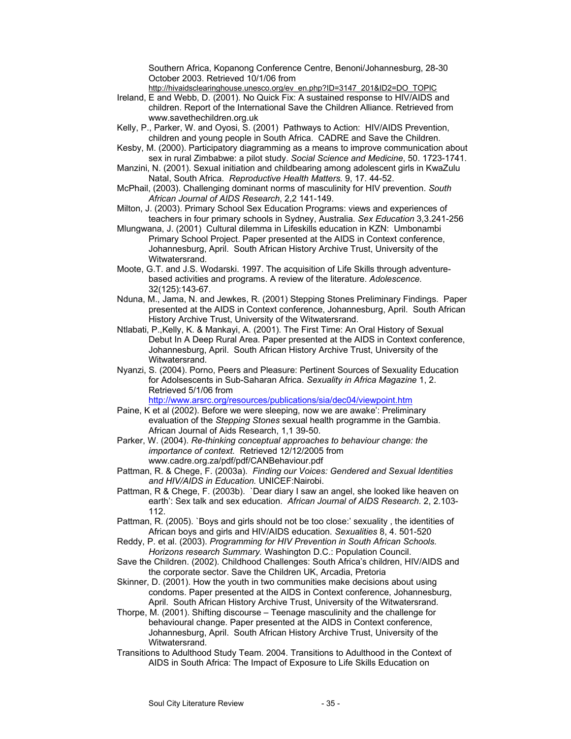Southern Africa, Kopanong Conference Centre, Benoni/Johannesburg, 28-30 October 2003. Retrieved 10/1/06 from http://hivaidsclearinghouse.unesco.org/ev_en.php?ID=3147_201&ID2=DO_TOPIC

Ireland, E and Webb, D. (2001). No Quick Fix: A sustained response to HIV/AIDS and children. Report of the International Save the Children Alliance. Retrieved from www.savethechildren.org.uk

Kelly, P., Parker, W. and Oyosi, S. (2001) Pathways to Action: HIV/AIDS Prevention, children and young people in South Africa. CADRE and Save the Children.

Kesby, M. (2000). Participatory diagramming as a means to improve communication about sex in rural Zimbabwe: a pilot study. *Social Science and Medicine*, 50. 1723-1741.

Manzini, N. (2001). Sexual initiation and childbearing among adolescent girls in KwaZulu Natal, South Africa. *Reproductive Health Matters.* 9, 17. 44-52.

McPhail, (2003). Challenging dominant norms of masculinity for HIV prevention. *South African Journal of AIDS Research*, 2,2 141-149.

Milton, J. (2003). Primary School Sex Education Programs: views and experiences of teachers in four primary schools in Sydney, Australia. *Sex Education* 3,3.241-256

Mlungwana, J. (2001) Cultural dilemma in Lifeskills education in KZN: Umbonambi Primary School Project. Paper presented at the AIDS in Context conference, Johannesburg, April. South African History Archive Trust, University of the Witwatersrand.

Moote, G.T. and J.S. Wodarski. 1997. The acquisition of Life Skills through adventure-based activities and programs. A review of the literature. *Adolescence.* 32(125):143-67.

Nduna, M., Jama, N. and Jewkes, R. (2001) Stepping Stones Preliminary Findings. Paper presented at the AIDS in Context conference, Johannesburg, April. South African History Archive Trust, University of the Witwatersrand.

Ntlabati, P.,Kelly, K. & Mankayi, A. (2001). The First Time: An Oral History of Sexual Debut In A Deep Rural Area. Paper presented at the AIDS in Context conference, Johannesburg, April. South African History Archive Trust, University of the Witwatersrand.

Nyanzi, S. (2004). Porno, Peers and Pleasure: Pertinent Sources of Sexuality Education for Adolsescents in Sub-Saharan Africa. *Sexuality in Africa Magazine* 1, 2. Retrieved 5/1/06 from http://www.arsrc.org/resources/publications/sia/dec04/viewpoint.htm

Paine, K et al (2002). Before we were sleeping, now we are awake': Preliminary evaluation of the *Stepping Stones* sexual health programme in the Gambia. African Journal of Aids Research, 1,1 39-50.

Parker, W. (2004). *Re-thinking conceptual approaches to behaviour change: the importance of context.* Retrieved 12/12/2005 from www.cadre.org.za/pdf/pdf/CANBehaviour.pdf

Pattman, R. & Chege, F. (2003a). *Finding our Voices: Gendered and Sexual Identities and HIV/AIDS in Education.* UNICEF:Nairobi.

Pattman, R & Chege, F. (2003b). `Dear diary I saw an angel, she looked like heaven on earth': Sex talk and sex education. *African Journal of AIDS Research*. 2, 2.103-112.

Pattman, R. (2005). `Boys and girls should not be too close:' sexuality , the identities of African boys and girls and HIV/AIDS education. *Sexualities* 8, 4. 501-520

Reddy, P. et al. (2003). *Programming for HIV Prevention in South African Schools. Horizons research Summary.* Washington D.C.: Population Council.

Save the Children. (2002). Childhood Challenges: South Africa's children, HIV/AIDS and the corporate sector. Save the Children UK, Arcadia, Pretoria

Skinner, D. (2001). How the youth in two communities make decisions about using condoms. Paper presented at the AIDS in Context conference, Johannesburg, April. South African History Archive Trust, University of the Witwatersrand.

Thorpe, M. (2001). Shifting discourse – Teenage masculinity and the challenge for behavioural change. Paper presented at the AIDS in Context conference, Johannesburg, April. South African History Archive Trust, University of the Witwatersrand.

Transitions to Adulthood Study Team. 2004. Transitions to Adulthood in the Context of AIDS in South Africa: The Impact of Exposure to Life Skills Education on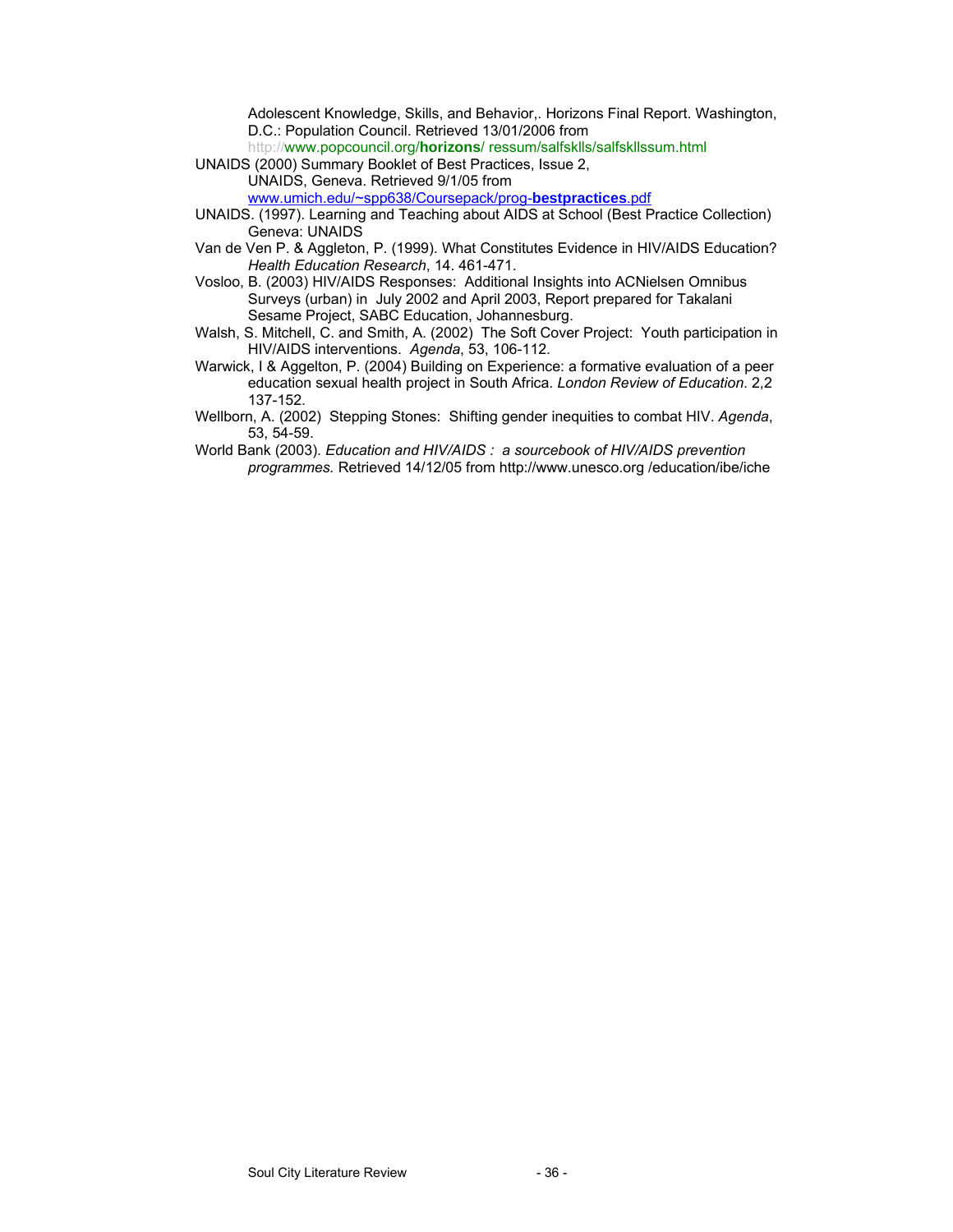Adolescent Knowledge, Skills, and Behavior,. Horizons Final Report. Washington, D.C.: Population Council. Retrieved 13/01/2006 from http://www.popcouncil.org/**horizons**/ ressum/salfsklls/salfskllssum.html

UNAIDS (2000) Summary Booklet of Best Practices, Issue 2, UNAIDS, Geneva. Retrieved 9/1/05 from www.umich.edu/~spp638/Coursepack/prog-**bestpractices**.pdf

UNAIDS. (1997). Learning and Teaching about AIDS at School (Best Practice Collection) Geneva: UNAIDS

Van de Ven P. & Aggleton, P. (1999). What Constitutes Evidence in HIV/AIDS Education? *Health Education Research*, 14. 461-471.

Vosloo, B. (2003) HIV/AIDS Responses: Additional Insights into ACNielsen Omnibus Surveys (urban) in July 2002 and April 2003, Report prepared for Takalani Sesame Project, SABC Education, Johannesburg.

Walsh, S. Mitchell, C. and Smith, A. (2002) The Soft Cover Project: Youth participation in HIV/AIDS interventions. *Agenda*, 53, 106-112.

Warwick, I & Aggelton, P. (2004) Building on Experience: a formative evaluation of a peer education sexual health project in South Africa. *London Review of Education*. 2,2 137-152.

Wellborn, A. (2002) Stepping Stones: Shifting gender inequities to combat HIV. *Agenda*, 53, 54-59.

World Bank (2003). *Education and HIV/AIDS : a sourcebook of HIV/AIDS prevention programmes.* Retrieved 14/12/05 from http://www.unesco.org /education/ibe/iche